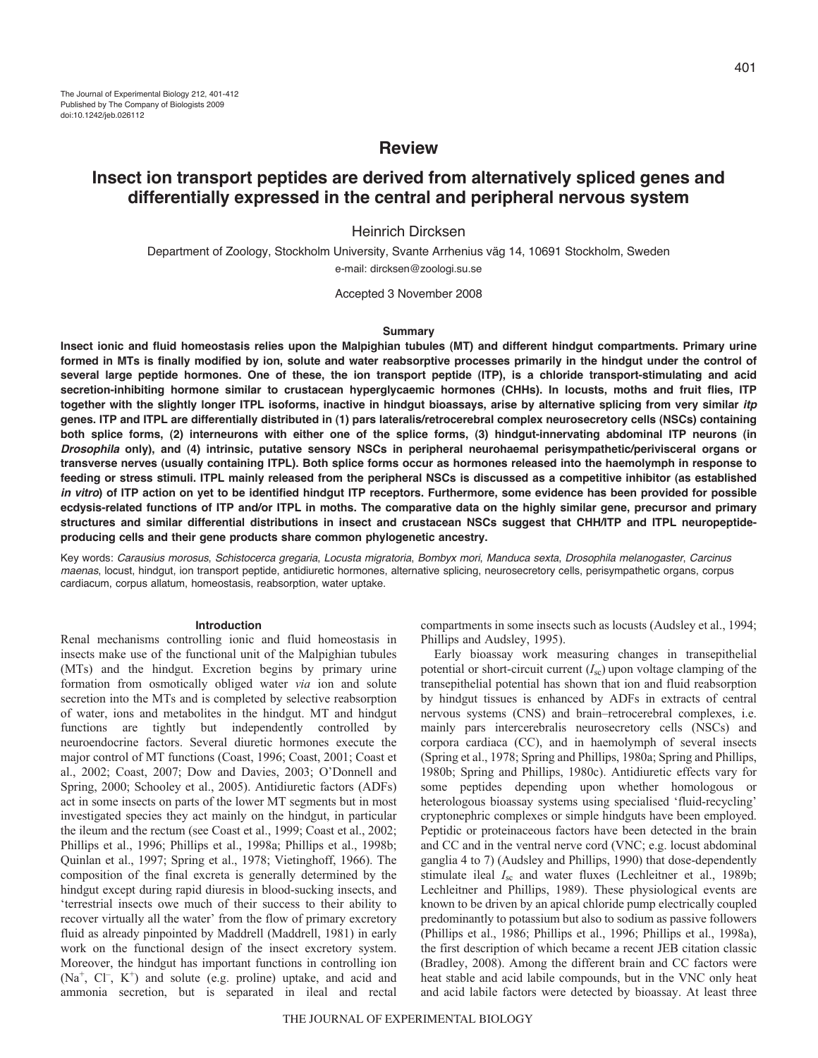# Review

## Insect ion transport peptides are derived from alternatively spliced genes and differentially expressed in the central and peripheral nervous system

Heinrich Dircksen

Department of Zoology, Stockholm University, Svante Arrhenius väg 14, 10691 Stockholm, Sweden

e-mail: dircksen@zoologi.su.se

Accepted 3 November 2008

### Summary

**Insect ionic and fluid homeostasis relies upon the Malpighian tubules (MT) and different hindgut compartments. Primary urine formed in MTs is finally modified by ion, solute and water reabsorptive processes primarily in the hindgut under the control of several large peptide hormones. One of these, the ion transport peptide (ITP), is a chloride transport-stimulating and acid secretion-inhibiting hormone similar to crustacean hyperglycaemic hormones (CHHs). In locusts, moths and fruit flies, ITP together with the slightly longer ITPL isoforms, inactive in hindgut bioassays, arise by alternative splicing from very similar *itp* genes. ITP and ITPL are differentially distributed in (1) pars lateralis/retrocerebral complex neurosecretory cells (NSCs) containing both splice forms, (2) interneurons with either one of the splice forms, (3) hindgut-innervating abdominal ITP neurons (in *Drosophila* only), and (4) intrinsic, putative sensory NSCs in peripheral neurohaemal perisympathetic/perivisceral organs or transverse nerves (usually containing ITPL). Both splice forms occur as hormones released into the haemolymph in response to feeding or stress stimuli. ITPL mainly released from the peripheral NSCs is discussed as a competitive inhibitor (as established *in vitro*) of ITP action on yet to be identified hindgut ITP receptors. Furthermore, some evidence has been provided for possible ecdysis-related functions of ITP and/or ITPL in moths. The comparative data on the highly similar gene, precursor and primary structures and similar differential distributions in insect and crustacean NSCs suggest that CHH/ITP and ITPL neuropeptide-producing cells and their gene products share common phylogenetic ancestry.**

Key words: *Carausius morosus*, *Schistocerca gregaria*, *Locusta migratoria*, *Bombyx mori*, *Manduca sexta*, *Drosophila melanogaster*, *Carcinus maenas*, locust, hindgut, ion transport peptide, antidiuretic hormones, alternative splicing, neurosecretory cells, perisympathetic organs, corpus cardiacum, corpus allatum, homeostasis, reabsorption, water uptake.

### Introduction

Renal mechanisms controlling ionic and fluid homeostasis in insects make use of the functional unit of the Malpighian tubules (MTs) and the hindgut. Excretion begins by primary urine formation from osmotically obliged water *via* ion and solute secretion into the MTs and is completed by selective reabsorption of water, ions and metabolites in the hindgut. MT and hindgut functions are tightly but independently controlled by neuroendocrine factors. Several diuretic hormones execute the major control of MT functions (Coast, 1996; Coast, 2001; Coast et al., 2002; Coast, 2007; Dow and Davies, 2003; O'Donnell and Spring, 2000; Schooley et al., 2005). Antidiuretic factors (ADFs) act in some insects on parts of the lower MT segments but in most investigated species they act mainly on the hindgut, in particular the ileum and the rectum (see Coast et al., 1999; Coast et al., 2002; Phillips et al., 1996; Phillips et al., 1998a; Phillips et al., 1998b; Quinlan et al., 1997; Spring et al., 1978; Vietinghoff, 1966). The composition of the final excreta is generally determined by the hindgut except during rapid diuresis in blood-sucking insects, and 'terrestrial insects owe much of their success to their ability to recover virtually all the water' from the flow of primary excretory fluid as already pinpointed by Maddrell (Maddrell, 1981) in early work on the functional design of the insect excretory system. Moreover, the hindgut has important functions in controlling ion ($Na^+$, $Cl^-$, $K^+$) and solute (e.g. proline) uptake, and acid and ammonia secretion, but is separated in ileal and rectal compartments in some insects such as locusts (Audsley et al., 1994; Phillips and Audsley, 1995).

Early bioassay work measuring changes in transepithelial potential or short-circuit current ($I_{sc}$) upon voltage clamping of the transepithelial potential has shown that ion and fluid reabsorption by hindgut tissues is enhanced by ADFs in extracts of central nervous systems (CNS) and brain–retrocerebral complexes, i.e. mainly pars intercerebralis neurosecretory cells (NSCs) and corpora cardiaca (CC), and in haemolymph of several insects (Spring et al., 1978; Spring and Phillips, 1980a; Spring and Phillips, 1980b; Spring and Phillips, 1980c). Antidiuretic effects vary for some peptides depending upon whether homologous or heterologous bioassay systems using specialised 'fluid-recycling' cryptonephric complexes or simple hindguts have been employed. Peptidic or proteinaceous factors have been detected in the brain and CC and in the ventral nerve cord (VNC; e.g. locust abdominal ganglia 4 to 7) (Audsley and Phillips, 1990) that dose-dependently stimulate ileal $I_{sc}$ and water fluxes (Lechleitner et al., 1989b; Lechleitner and Phillips, 1989). These physiological events are known to be driven by an apical chloride pump electrically coupled predominantly to potassium but also to sodium as passive followers (Phillips et al., 1986; Phillips et al., 1996; Phillips et al., 1998a), the first description of which became a recent JEB citation classic (Bradley, 2008). Among the different brain and CC factors were heat stable and acid labile compounds, but in the VNC only heat and acid labile factors were detected by bioassay. At least three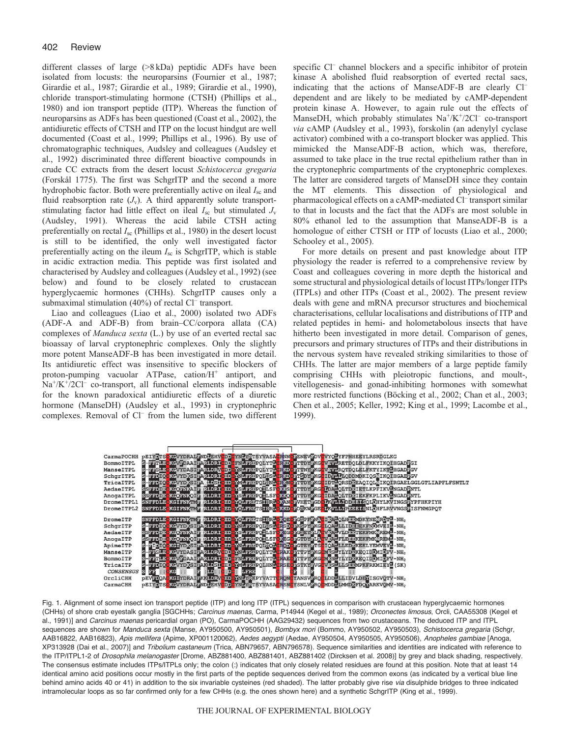different classes of large (>8 kDa) peptidic ADFs have been isolated from locusts: the neuroparsins (Fournier et al., 1987; Girardie et al., 1987; Girardie et al., 1989; Girardie et al., 1990), chloride transport-stimulating hormone (CTSH) (Phillips et al., 1980) and ion transport peptide (ITP). Whereas the function of neuroparsins as ADFs has been questioned (Coast et al., 2002), the antidiuretic effects of CTSH and ITP on the locust hindgut are well documented (Coast et al., 1999; Phillips et al., 1996). By use of chromatographic techniques, Audsley and colleagues (Audsley et al., 1992) discriminated three different bioactive compounds in crude CC extracts from the desert locust *Schistocerca gregaria* (Forskål 1775). The first was SchgrITP and the second a more hydrophobic factor. Both were preferentially active on ileal $I_{sc}$ and fluid reabsorption rate ($J_v$). A third apparently solute transport-stimulating factor had little effect on ileal $I_{sc}$ but stimulated $J_v$ (Audsley, 1991). Whereas the acid labile CTSH acting preferentially on rectal $I_{sc}$ (Phillips et al., 1980) in the desert locust is still to be identified, the only well investigated factor preferentially acting on the ileum $I_{sc}$ is SchgrITP, which is stable in acidic extraction media. This peptide was first isolated and characterised by Audsley and colleagues (Audsley et al., 1992) (see below) and found to be closely related to crustacean hyperglycaemic hormones (CHHs). SchgrITP causes only a submaximal stimulation (40%) of rectal $Cl^-$ transport.

Liao and colleagues (Liao et al., 2000) isolated two ADFs (ADF-A and ADF-B) from brain–CC/corpora allata (CA) complexes of *Manduca sexta* (L.) by use of an everted rectal sac bioassay of larval cryptonephric complexes. Only the slightly more potent ManseADF-B has been investigated in more detail. Its antidiuretic effect was insensitive to specific blockers of proton-pumping vacuolar ATPase, cation/$H^+$ antiport, and $Na^+/K^+/2Cl^-$ co-transport, all functional elements indispensable for the known paradoxical antidiuretic effects of a diuretic hormone (ManseDH) (Audsley et al., 1993) in cryptonephric complexes. Removal of $Cl^-$ from the lumen side, two different specific $Cl^-$ channel blockers and a specific inhibitor of protein kinase A abolished fluid reabsorption of everted rectal sacs, indicating that the actions of ManseADF-B are clearly $Cl^-$ dependent and are likely to be mediated by cAMP-dependent protein kinase A. However, to again rule out the effects of ManseDH, which probably stimulates $Na^+/K^+/2Cl^-$ co-transport *via* cAMP (Audsley et al., 1993), forskolin (an adenylyl cyclase activator) combined with a co-transport blocker was applied. This mimicked the ManseADF-B action, which was, therefore, assumed to take place in the true rectal epithelium rather than in the cryptonephric compartments of the cryptonephric complexes. The latter are considered targets of ManseDH since they contain the MT elements. This dissection of physiological and pharmacological effects on a cAMP-mediated $Cl^-$ transport similar to that in locusts and the fact that the ADFs are most soluble in 80% ethanol led to the assumption that ManseADF-B is a homologue of either CTSH or ITP of locusts (Liao et al., 2000; Schooley et al., 2005).

For more details on present and past knowledge about ITP physiology the reader is referred to a comprehensive review by Coast and colleagues covering in more depth the historical and some structural and physiological details of locust ITPs/longer ITPs (ITPLs) and other ITPs (Coast et al., 2002). The present review deals with gene and mRNA precursor structures and biochemical characterisations, cellular localisations and distributions of ITP and related peptides in hemi- and holometabolous insects that have hitherto been investigated in more detail. Comparison of genes, precursors and primary structures of ITPs and their distributions in the nervous system have revealed striking similarities to those of CHHs. The latter are major members of a large peptide family comprising CHHs with pleiotropic functions, and moult-, vitellogenesis- and gonad-inhibiting hormones with somewhat more restricted functions (Böcking et al., 2002; Chan et al., 2003; Chen et al., 2005; Keller, 1992; King et al., 1999; Lacombe et al., 1999).

Fig. 1. Alignment of some insect ion transport peptide (ITP) and long ITP (ITPL) sequences in comparison with crustacean hyperglycaemic hormones (CHHs) of shore crab eyestalk ganglia [SGCHHs; *Carcinus maenas*, Carma, P14944 (Kegel et al., 1989); *Orconectes limosus*, Orcli, CAA55308 (Kegel et al., 1991)] and *Carcinus maenas* pericardial organ (PO), CarmaPOCHH (AAG29432) sequences from two crustaceans. The deduced ITP and ITPL sequences are shown for *Manduca sexta* (Manse, AY950500, AY950501), *Bombyx mori* (Bommo, AY950502, AY950503), *Schistocerca gregaria* (Schgr, AAB16822, AAB16823), *Apis mellifera* (Apime, XP001120062), *Aedes aegypti* (Aedae, AY950504, AY950505, AY950506), *Anopheles gambiae* [Anoga, XP313928 (Dai et al., 2007)] and *Tribolium castaneum* (Trica, ABN79657, ABN796578). Sequence similarities and identities are indicated with reference to the ITP/ITPL1-2 of *Drosophila melanogaster* [Drome, ABZ881400, ABZ881401, ABZ881402 (Dircksen et al. 2008)] by grey and black shading, respectively. The consensus estimate includes ITPs/ITPLs only; the colon (:) indicates that only closely related residues are found at this position. Note that at least 14 identical amino acid positions occur mostly in the first parts of the peptide sequences derived from the common exons (as indicated by a vertical blue line behind amino acids 40 or 41) in addition to the six invariable cysteines (red shaded). The latter probably give rise *via* disulphide bridges to three indicated intramolecular loops as so far confirmed only for a few CHHs (e.g. the ones shown here) and a synthetic SchgrITP (King et al., 1999).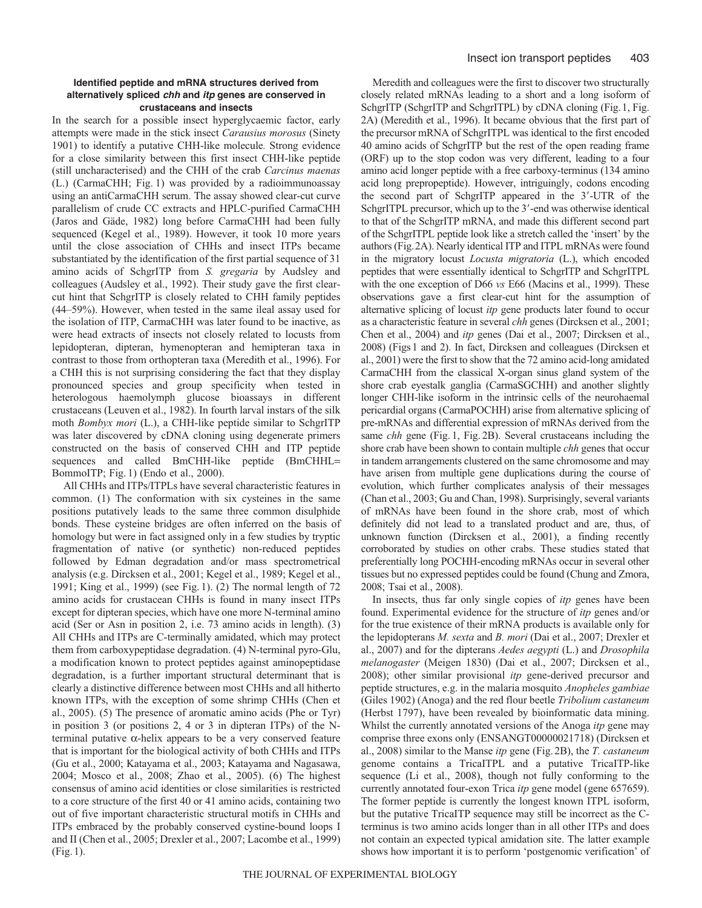### Identified peptide and mRNA structures derived from alternatively spliced *chh* and *itp* genes are conserved in crustaceans and insects

In the search for a possible insect hyperglycaemic factor, early attempts were made in the stick insect *Carausius morosus* (Sinety 1901) to identify a putative CHH-like molecule. Strong evidence for a close similarity between this first insect CHH-like peptide (still uncharacterised) and the CHH of the crab *Carcinus maenas* (L.) (CarmaCHH; Fig. 1) was provided by a radioimmunoassay using an antiCarmaCHH serum. The assay showed clear-cut curve parallelism of crude CC extracts and HPLC-purified CarmaCHH (Jaros and Gäde, 1982) long before CarmaCHH had been fully sequenced (Kegel et al., 1989). However, it took 10 more years until the close association of CHHs and insect ITPs became substantiated by the identification of the first partial sequence of 31 amino acids of SchgrITP from *S. gregaria* by Audsley and colleagues (Audsley et al., 1992). Their study gave the first clear-cut hint that SchgrITP is closely related to CHH family peptides (44–59%). However, when tested in the same ileal assay used for the isolation of ITP, CarmaCHH was later found to be inactive, as were head extracts of insects not closely related to locusts from lepidopteran, dipteran, hymenopteran and hemipteran taxa in contrast to those from orthopteran taxa (Meredith et al., 1996). For a CHH this is not surprising considering the fact that they display pronounced species and group specificity when tested in heterologous haemolymph glucose bioassays in different crustaceans (Leuven et al., 1982). In fourth larval instars of the silk moth *Bombyx mori* (L.), a CHH-like peptide similar to SchgrITP was later discovered by cDNA cloning using degenerate primers constructed on the basis of conserved CHH and ITP peptide sequences and called BmCHH-like peptide (BmCHHL= BommoITP; Fig. 1) (Endo et al., 2000).

All CHHs and ITPs/ITPLs have several characteristic features in common. (1) The conformation with six cysteines in the same positions putatively leads to the same three common disulphide bonds. These cysteine bridges are often inferred on the basis of homology but were in fact assigned only in a few studies by tryptic fragmentation of native (or synthetic) non-reduced peptides followed by Edman degradation and/or mass spectrometrical analysis (e.g. Dircksen et al., 2001; Kegel et al., 1989; Kegel et al., 1991; King et al., 1999) (see Fig. 1). (2) The normal length of 72 amino acids for crustacean CHHs is found in many insect ITPs except for dipteran species, which have one more N-terminal amino acid (Ser or Asn in position 2, i.e. 73 amino acids in length). (3) All CHHs and ITPs are C-terminally amidated, which may protect them from carboxypeptidase degradation. (4) N-terminal pyro-Glu, a modification known to protect peptides against aminopeptidase degradation, is a further important structural determinant that is clearly a distinctive difference between most CHHs and all hitherto known ITPs, with the exception of some shrimp CHHs (Chen et al., 2005). (5) The presence of aromatic amino acids (Phe or Tyr) in position 3 (or positions 2, 4 or 3 in dipteran ITPs) of the N-terminal putative α-helix appears to be a very conserved feature that is important for the biological activity of both CHHs and ITPs (Gu et al., 2000; Katayama et al., 2003; Katayama and Nagasawa, 2004; Mosco et al., 2008; Zhao et al., 2005). (6) The highest consensus of amino acid identities or close similarities is restricted to a core structure of the first 40 or 41 amino acids, containing two out of five important characteristic structural motifs in CHHs and ITPs embraced by the probably conserved cystine-bound loops I and II (Chen et al., 2005; Drexler et al., 2007; Lacombe et al., 1999) (Fig. 1).

Meredith and colleagues were the first to discover two structurally closely related mRNAs leading to a short and a long isoform of SchgrITP (SchgrITP and SchgrITPL) by cDNA cloning (Fig. 1, Fig. 2A) (Meredith et al., 1996). It became obvious that the first part of the precursor mRNA of SchgrITPL was identical to the first encoded 40 amino acids of SchgrITP but the rest of the open reading frame (ORF) up to the stop codon was very different, leading to a four amino acid longer peptide with a free carboxy-terminus (134 amino acid long prepropeptide). However, intriguingly, codons encoding the second part of SchgrITP appeared in the 3′-UTR of the SchgrITPL precursor, which up to the 3′-end was otherwise identical to that of the SchgrITP mRNA, and made this different second part of the SchgrITPL peptide look like a stretch called the 'insert' by the authors (Fig. 2A). Nearly identical ITP and ITPL mRNAs were found in the migratory locust *Locusta migratoria* (L.), which encoded peptides that were essentially identical to SchgrITP and SchgrITPL with the one exception of D66 *vs* E66 (Macins et al., 1999). These observations gave a first clear-cut hint for the assumption of alternative splicing of locust *itp* gene products later found to occur as a characteristic feature in several *chh* genes (Dircksen et al., 2001; Chen et al., 2004) and *itp* genes (Dai et al., 2007; Dircksen et al., 2008) (Figs 1 and 2). In fact, Dircksen and colleagues (Dircksen et al., 2001) were the first to show that the 72 amino acid-long amidated CarmaCHH from the classical X-organ sinus gland system of the shore crab eyestalk ganglia (CarmaSGCHH) and another slightly longer CHH-like isoform in the intrinsic cells of the neurohaemal pericardial organs (CarmaPOCHH) arise from alternative splicing of pre-mRNAs and differential expression of mRNAs derived from the same *chh* gene (Fig. 1, Fig. 2B). Several crustaceans including the shore crab have been shown to contain multiple *chh* genes that occur in tandem arrangements clustered on the same chromosome and may have arisen from multiple gene duplications during the course of evolution, which further complicates analysis of their messages (Chan et al., 2003; Gu and Chan, 1998). Surprisingly, several variants of mRNAs have been found in the shore crab, most of which definitely did not lead to a translated product and are, thus, of unknown function (Dircksen et al., 2001), a finding recently corroborated by studies on other crabs. These studies stated that preferentially long POCHH-encoding mRNAs occur in several other tissues but no expressed peptides could be found (Chung and Zmora, 2008; Tsai et al., 2008).

In insects, thus far only single copies of *itp* genes have been found. Experimental evidence for the structure of *itp* genes and/or for the true existence of their mRNA products is available only for the lepidopterans *M. sexta* and *B. mori* (Dai et al., 2007; Drexler et al., 2007) and for the dipterans *Aedes aegypti* (L.) and *Drosophila melanogaster* (Meigen 1830) (Dai et al., 2007; Dircksen et al., 2008); other similar provisional *itp* gene-derived precursor and peptide structures, e.g. in the malaria mosquito *Anopheles gambiae* (Giles 1902) (Anoga) and the red flour beetle *Tribolium castaneum* (Herbst 1797), have been revealed by bioinformatic data mining. Whilst the currently annotated versions of the Anoga *itp* gene may comprise three exons only (ENSANGT00000021718) (Dircksen et al., 2008) similar to the Manse *itp* gene (Fig. 2B), the *T. castaneum* genome contains a TricaITPL and a putative TricaITP-like sequence (Li et al., 2008), though not fully conforming to the currently annotated four-exon Trica *itp* gene model (gene 657659). The former peptide is currently the longest known ITPL isoform, but the putative TricaITP sequence may still be incorrect as the C-terminus is two amino acids longer than in all other ITPs and does not contain an expected typical amidation site. The latter example shows how important it is to perform 'postgenomic verification' of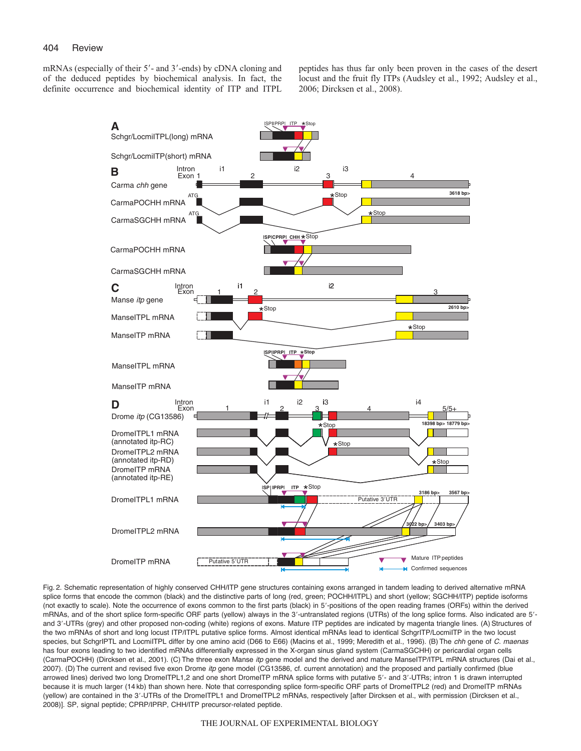mRNAs (especially of their 5′- and 3′-ends) by cDNA cloning and of the deduced peptides by biochemical analysis. In fact, the definite occurrence and biochemical identity of ITP and ITPL peptides has thus far only been proven in the cases of the desert locust and the fruit fly ITPs (Audsley et al., 1992; Audsley et al., 2006; Dircksen et al., 2008).

Fig. 2. Schematic representation of highly conserved CHH/ITP gene structures containing exons arranged in tandem leading to derived alternative mRNA splice forms that encode the common (black) and the distinctive parts of long (red, green; POCHH/ITPL) and short (yellow; SGCHH/ITP) peptide isoforms (not exactly to scale). Note the occurrence of exons common to the first parts (black) in 5′-positions of the open reading frames (ORFs) within the derived mRNAs, and of the short splice form-specific ORF parts (yellow) always in the 3′-untranslated regions (UTRs) of the long splice forms. Also indicated are 5′- and 3′-UTRs (grey) and other proposed non-coding (white) regions of exons. Mature ITP peptides are indicated by magenta triangle lines. (A) Structures of the two mRNAs of short and long locust ITP/ITPL putative splice forms. Almost identical mRNAs lead to identical SchgrITP/LocmiITP in the two locust species, but SchgrIPTL and LocmiITPL differ by one amino acid (D66 to E66) (Macins et al., 1999; Meredith et al., 1996). (B) The *chh* gene of *C. maenas* has four exons leading to two identified mRNAs differentially expressed in the X-organ sinus gland system (CarmaSGCHH) or pericardial organ cells (CarmaPOCHH) (Dircksen et al., 2001). (C) The three exon Manse *itp* gene model and the derived and mature ManseITP/ITPL mRNA structures (Dai et al., 2007). (D) The current and revised five exon Drome *itp* gene model (CG13586, cf. current annotation) and the proposed and partially confirmed (blue arrowed lines) derived two long DromeITPL1,2 and one short DromeITP mRNA splice forms with putative 5′- and 3′-UTRs; intron 1 is drawn interrupted because it is much larger (14 kb) than shown here. Note that corresponding splice form-specific ORF parts of DromeITPL2 (red) and DromeITP mRNAs (yellow) are contained in the 3′-UTRs of the DromeITPL1 and DromeITPL2 mRNAs, respectively [after Dircksen et al., with permission (Dircksen et al., 2008)]. SP, signal peptide; CPRP/IPRP, CHH/ITP precursor-related peptide.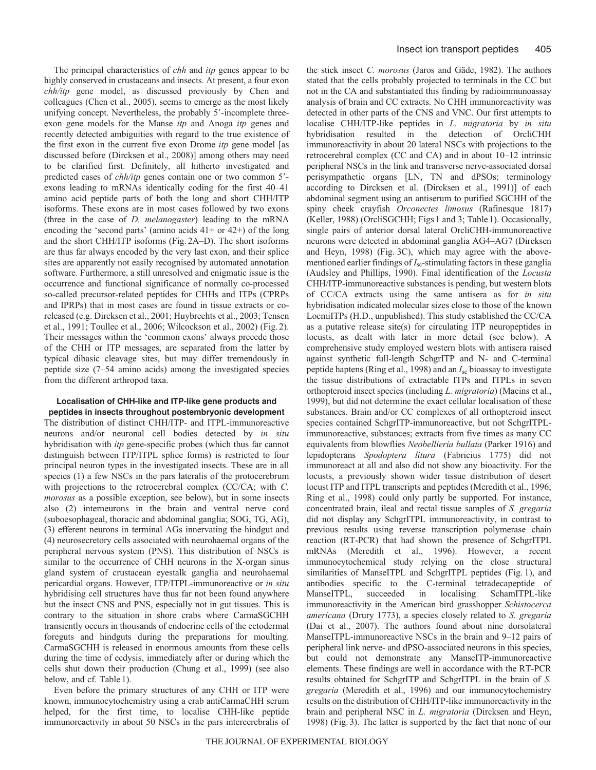The principal characteristics of *chh* and *itp* genes appear to be highly conserved in crustaceans and insects. At present, a four exon *chh/itp* gene model, as discussed previously by Chen and colleagues (Chen et al., 2005), seems to emerge as the most likely unifying concept. Nevertheless, the probably 5′-incomplete three-exon gene models for the Manse *itp* and Anoga *itp* genes and recently detected ambiguities with regard to the true existence of the first exon in the current five exon Drome *itp* gene model [as discussed before (Dircksen et al., 2008)] among others may need to be clarified first. Definitely, all hitherto investigated and predicted cases of *chh/itp* genes contain one or two common 5′-exons leading to mRNAs identically coding for the first 40–41 amino acid peptide parts of both the long and short CHH/ITP isoforms. These exons are in most cases followed by two exons (three in the case of *D. melanogaster*) leading to the mRNA encoding the 'second parts' (amino acids 41+ or 42+) of the long and the short CHH/ITP isoforms (Fig. 2A–D). The short isoforms are thus far always encoded by the very last exon, and their splice sites are apparently not easily recognised by automated annotation software. Furthermore, a still unresolved and enigmatic issue is the occurrence and functional significance of normally co-processed so-called precursor-related peptides for CHHs and ITPs (CPRPs and IPRPs) that in most cases are found in tissue extracts or co-released (e.g. Dircksen et al., 2001; Huybrechts et al., 2003; Tensen et al., 1991; Toullec et al., 2006; Wilcockson et al., 2002) (Fig. 2). Their messages within the 'common exons' always precede those of the CHH or ITP messages, are separated from the latter by typical dibasic cleavage sites, but may differ tremendously in peptide size (7–54 amino acids) among the investigated species from the different arthropod taxa.

### Localisation of CHH-like and ITP-like gene products and peptides in insects throughout postembryonic development

The distribution of distinct CHH/ITP- and ITPL-immunoreactive neurons and/or neuronal cell bodies detected by *in situ* hybridisation with *itp* gene-specific probes (which thus far cannot distinguish between ITP/ITPL splice forms) is restricted to four principal neuron types in the investigated insects. These are in all species (1) a few NSCs in the pars lateralis of the protocerebrum with projections to the retrocerebral complex (CC/CA; with *C. morosus* as a possible exception, see below), but in some insects also (2) interneurons in the brain and ventral nerve cord (suboesophageal, thoracic and abdominal ganglia; SOG, TG, AG), (3) efferent neurons in terminal AGs innervating the hindgut and (4) neurosecretory cells associated with neurohaemal organs of the peripheral nervous system (PNS). This distribution of NSCs is similar to the occurrence of CHH neurons in the X-organ sinus gland system of crustacean eyestalk ganglia and neurohaemal pericardial organs. However, ITP/ITPL-immunoreactive or *in situ* hybridising cell structures have thus far not been found anywhere but the insect CNS and PNS, especially not in gut tissues. This is contrary to the situation in shore crabs where CarmaSGCHH transiently occurs in thousands of endocrine cells of the ectodermal foreguts and hindguts during the preparations for moulting. CarmaSGCHH is released in enormous amounts from these cells during the time of ecdysis, immediately after or during which the cells shut down their production (Chung et al., 1999) (see also below, and cf. Table 1).

Even before the primary structures of any CHH or ITP were known, immunocytochemistry using a crab antiCarmaCHH serum helped, for the first time, to localise CHH-like peptide immunoreactivity in about 50 NSCs in the pars intercerebralis of the stick insect *C. morosus* (Jaros and Gäde, 1982). The authors stated that the cells probably projected to terminals in the CC but not in the CA and substantiated this finding by radioimmunoassay analysis of brain and CC extracts. No CHH immunoreactivity was detected in other parts of the CNS and VNC. Our first attempts to localise CHH/ITP-like peptides in *L. migratoria* by *in situ* hybridisation resulted in the detection of OrcliCHH immunoreactivity in about 20 lateral NSCs with projections to the retrocerebral complex (CC and CA) and in about 10–12 intrinsic peripheral NSCs in the link and transverse nerve-associated dorsal perisympathetic organs [LN, TN and dPSOs; terminology according to Dircksen et al. (Dircksen et al., 1991)] of each abdominal segment using an antiserum to purified SGCHH of the spiny cheek crayfish *Orconectes limosus* (Rafinesque 1817) (Keller, 1988) (OrcliSGCHH; Figs 1 and 3; Table 1). Occasionally, single pairs of anterior dorsal lateral OrcliCHH-immunoreactive neurons were detected in abdominal ganglia AG4–AG7 (Dircksen and Heyn, 1998) (Fig. 3C), which may agree with the above-mentioned earlier findings of $I_{sc}$-stimulating factors in these ganglia (Audsley and Phillips, 1990). Final identification of the *Locusta* CHH/ITP-immunoreactive substances is pending, but western blots of CC/CA extracts using the same antisera as for *in situ* hybridisation indicated molecular sizes close to those of the known LocmiITPs (H.D., unpublished). This study established the CC/CA as a putative release site(s) for circulating ITP neuropeptides in locusts, as dealt with later in more detail (see below). A comprehensive study employed western blots with antisera raised against synthetic full-length SchgrITP and N- and C-terminal peptide haptens (Ring et al., 1998) and an $I_{sc}$ bioassay to investigate the tissue distributions of extractable ITPs and ITPLs in seven orthopteroid insect species (including *L. migratoria*) (Macins et al., 1999), but did not determine the exact cellular localisation of these substances. Brain and/or CC complexes of all orthopteroid insect species contained SchgrITP-immunoreactive, but not SchgrITPL-immunoreactive, substances; extracts from five times as many CC equivalents from blowflies *Neobellieria bullata* (Parker 1916) and lepidopterans *Spodoptera litura* (Fabricius 1775) did not immunoreact at all and also did not show any bioactivity. For the locusts, a previously shown wider tissue distribution of desert locust ITP and ITPL transcripts and peptides (Meredith et al., 1996; Ring et al., 1998) could only partly be supported. For instance, concentrated brain, ileal and rectal tissue samples of *S. gregaria* did not display any SchgrITPL immunoreactivity, in contrast to previous results using reverse transcription polymerase chain reaction (RT-PCR) that had shown the presence of SchgrITPL mRNAs (Meredith et al., 1996). However, a recent immunocytochemical study relying on the close structural similarities of ManseITPL and SchgrITPL peptides (Fig. 1), and antibodies specific to the C-terminal tetradecapeptide of ManseITPL, succeeded in localising SchamITPL-like immunoreactivity in the American bird grasshopper *Schistocerca americana* (Drury 1773), a species closely related to *S. gregaria* (Dai et al., 2007). The authors found about nine dorsolateral ManseITPL-immunoreactive NSCs in the brain and 9–12 pairs of peripheral link nerve- and dPSO-associated neurons in this species, but could not demonstrate any ManseITP-immunoreactive elements. These findings are well in accordance with the RT-PCR results obtained for SchgrITP and SchgrITPL in the brain of *S. gregaria* (Meredith et al., 1996) and our immunocytochemistry results on the distribution of CHH/ITP-like immunoreactivity in the brain and peripheral NSC in *L. migratoria* (Dircksen and Heyn, 1998) (Fig. 3). The latter is supported by the fact that none of our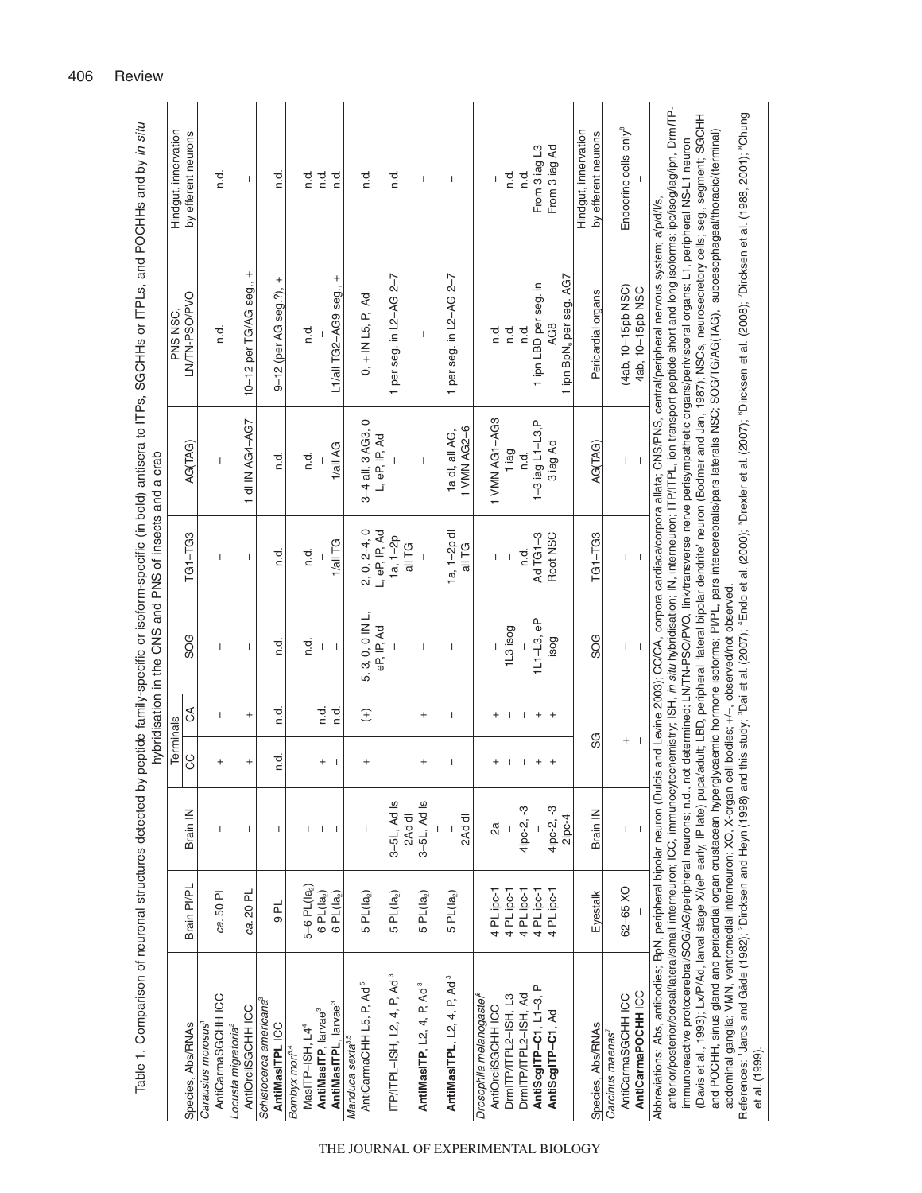Table 1. Comparison of neuronal structures detected by peptide family-specific or isoform-specific (in bold) antisera to ITPs, SGCHHs or ITPLs, and POCHHs and by *in situ* hybridisation in the CNS and PNS of insects and a crab

| Species, Abs/RNAs | Brain PI/PL | Brain IN | Terminals CC | Terminals CA | SOG | TG1–TG3 | AG(TAG) | PNS NSC, LN/TN-PSO/PVO | Hindgut innervation by efferent neurons |
|---|---|---|---|---|---|---|---|---|---|
| *Carausius morosus*[1] | | | | | | | | | |
| AntiCarmaSGCHH ICC | *ca.* 50 PI | – | + | – | – | – | – | n.d. | n.d. |
| *Locusta migratoria*[2] | | | | | | | | | |
| AntiOrcliSGCHH ICC | *ca.* 20 PL | – | + | + | – | – | 1 dl IN AG4–AG7 | 10–12 per TG/AG seg., + | – |
| *Schistocerca americana*[3] | | | | | | | | | |
| **AntiMasITPL** ICC | 9 PL | – | n.d. | n.d. | n.d. | n.d. | n.d. | 9–12 (per AG seg.?), + | n.d. |
| *Bombyx mori*[3,4] | | | | | | | | | |
| MasITP–ISH, L4[4] | 5–6 PL(Ia$_2$) | – | | | n.d. | n.d. | n.d. | n.d. | n.d. |
| **AntiMasITP**, larvae[3] | 6 PL(Ia$_2$) | – | + | n.d. | – | – | – | – | n.d. |
| **AntiMasITPL**, larvae[3] | 6 PL(Ia$_2$) | – | – | n.d. | – | 1/all TG | 1/all AG | L1/all TG2–AG9 seg., + | n.d. |
| *Manduca sexta*[3,5] | | | | | | | | | |
| AntiCarmaCHH ICC, L5, P, Ad[5] | 5 PL(Ia$_2$) | – | + | (+) | 5, 3, 0, 0 IN L, eP, lP, Ad | 2, 0, 2–4, 0 L, eP, lP, Ad | 3–4 all, 3 AG3, 0 L, eP, lP, Ad | 0, + IN L5, P, Ad | n.d. |
| ITP/ITPL–ISH, L2, 4, P, Ad[3] | 5 PL(Ia$_2$) | 3–5L, Ad ls 2Ad dl | | | – | 1a, 1–2p all TG | – | 1 per seg. in L2–AG 2–7 | n.d. |
| **AntiMasITP**, L2, 4, P, Ad[3] | 5 PL(Ia$_2$) | 3–5L, Ad ls | + | + | – | – | – | – | – |
| **AntiMasITPL**, L2, 4, P, Ad[3] | 5 PL(Ia$_2$) | – 2Ad dl | – | – | – | 1a, 1–2p dl all TG | 1a dl, all AG, 1 VMN AG2–6 | 1 per seg. in L2–AG 2–7 | – |
| *Drosophila melanogaster*[6] | | | | | | | | | |
| AntiOrcliSGCHH ICC | 4 PL ipc-1 | 2a | + | + | – | – | 1 VMN AG1–AG3 | n.d. | – |
| DrmITP/ITPL2–ISH, L3 | 4 PL ipc-1 | – | – | – | 1L3 isog | – | 1 iag | n.d. | n.d. |
| DrmITP/ITPL2–ISH, Ad | 4 PL ipc-1 | 4ipc-2, -3 | – | – | – | n.d. | n.d. | n.d. | n.d. |
| **AntiScgITP–C1**, L1–3, P | 4 PL ipc-1 | – | + | + | 1L1–L3, eP | Ad TG1–3 | 1–3 iag L1–L3, P | 1 ipn LBD per seg. in AG8 | From 3 iag L3 |
| **AntiScgITP–C1**, Ad | 4 PL ipc-1 | 4ipc-2, -3 2ipc-4 | + | + | isog | Root NSC | 3 iag Ad | 1 ipn BpN$_6$ per seg. AG7 | From 3 iag Ad |
| **Species, Abs/RNAs** | **Eyestalk** | **Brain IN** | **SG** | | **SOG** | **TG1–TG3** | **AG(TAG)** | **Pericardial organs** | **Hindgut innervation by efferent neurons** |
| *Carcinus maenas*[7] | | | | | | | | | |
| AntiCarmaSGCHH ICC | 62–65 XO | – | + | | – | – | – | (4ab, 10–15pb NSC) | Endocrine cells only[8] |
| **AntiCarmaPOCHH** ICC | – | – | – | | – | – | – | 4ab, 10–15pb NSC | – |

Abbreviations: Abs, antibodies; BpN, peripheral bipolar neuron (Dulcis and Levine 2003); CC/CA, corpora cardiaca/corpora allata; CNS/PNS, central/peripheral nervous system; a/p/d/l/s, anterior/posterior/dorsal/lateral/small interneuron; ICC, immunocytochemistry; ISH, *in situ* hybridisation; IN, interneuron; ITP/ITPL, ion transport peptide short and long isoforms; ipc/isog/iag/ipn, Drm/ITP-immunoreactive protocerebral/SOG/AG/peripheral neurons; n.d., not determined; LN/TN-PSO/PVO, link/transverse nerve perisympathetic organs/perivisceral organs; L1, peripheral NS-L1 neuron (Davis et al., 1993); Lx/P/Ad, larval stage X/(eP early, lP late) pupa/adult; LBD, peripheral 'lateral bipolar dendrite' neuron (Bodmer and Jan, 1987); NSCs, neurosecretory cells; seg., segment; SGCHH and POCHH, sinus gland and pericardial organ crustacean hyperglycaemic hormone isoforms; PI/PL, pars intercerebralis/pars lateralis NSC; SOG/TG/AG(TAG), suboesophageal/thoracic/(terminal) abdominal ganglia; VMN, ventromedial interneuron; XO, X-organ cell bodies; +/–, observed/not observed.

References: [1]Jaros and Gäde (1982); [2]Dircksen and Heyn (1998) and this study; [3]Dai et al. (2007); [4]Endo et al. (2000); [5]Drexler et al. (2007); [6]Dircksen et al. (2008); [7]Dircksen et al. (1988, 2001); [8]Chung et al. (1999).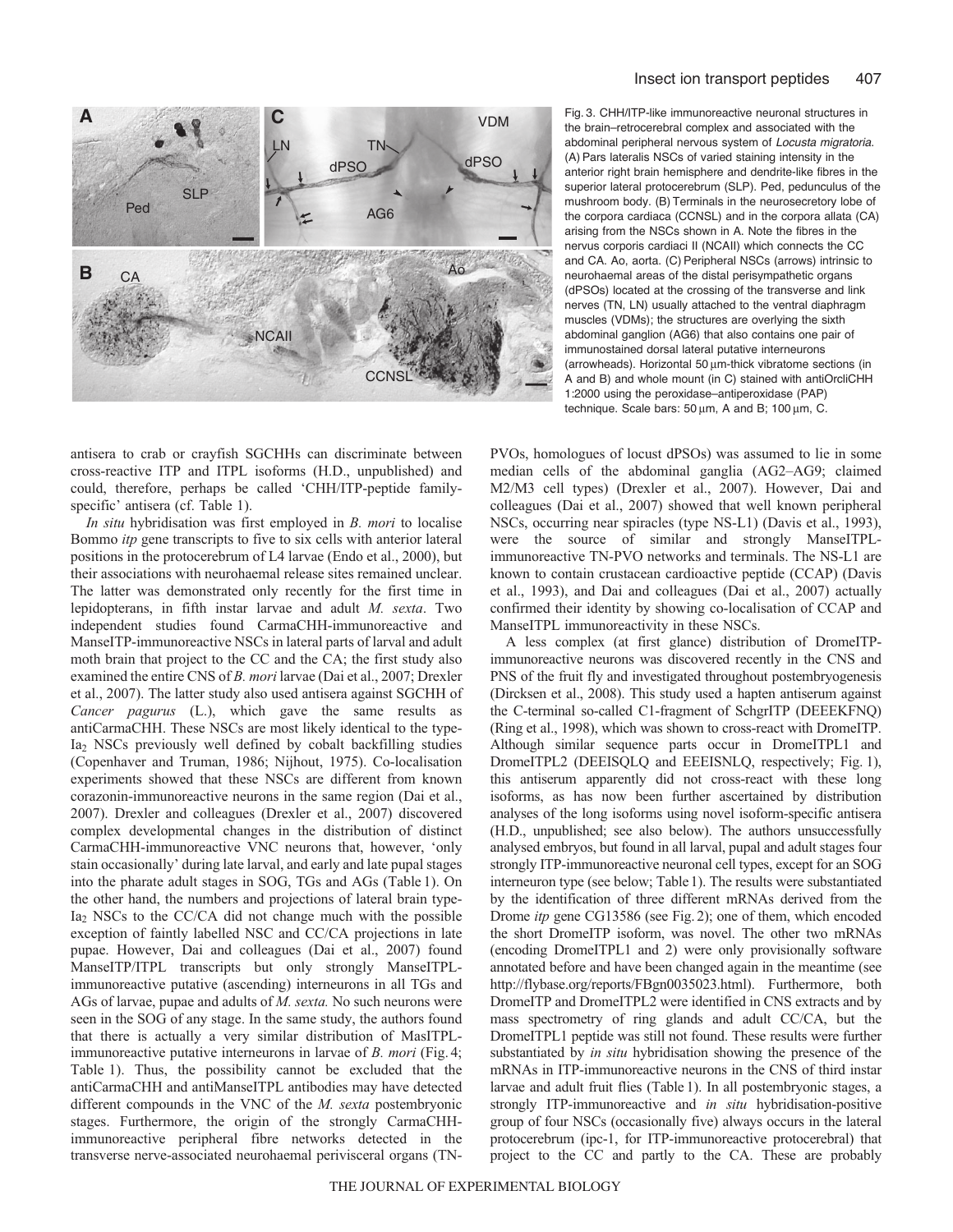Fig. 3. CHH/ITP-like immunoreactive neuronal structures in the brain–retrocerebral complex and associated with the abdominal peripheral nervous system of *Locusta migratoria*. (A) Pars lateralis NSCs of varied staining intensity in the anterior right brain hemisphere and dendrite-like fibres in the superior lateral protocerebrum (SLP). Ped, pedunculus of the mushroom body. (B) Terminals in the neurosecretory lobe of the corpora cardiaca (CCNSL) and in the corpora allata (CA) arising from the NSCs shown in A. Note the fibres in the nervus corporis cardiaci II (NCAII) which connects the CC and CA. Ao, aorta. (C) Peripheral NSCs (arrows) intrinsic to neurohaemal areas of the distal perisympathetic organs (dPSOs) located at the crossing of the transverse and link nerves (TN, LN) usually attached to the ventral diaphragm muscles (VDMs); the structures are overlying the sixth abdominal ganglion (AG6) that also contains one pair of immunostained dorsal lateral putative interneurons (arrowheads). Horizontal 50 μm-thick vibratome sections (in A and B) and whole mount (in C) stained with antiOrcliCHH 1:2000 using the peroxidase–antiperoxidase (PAP) technique. Scale bars: 50 μm, A and B; 100 μm, C.

antisera to crab or crayfish SGCHHs can discriminate between cross-reactive ITP and ITPL isoforms (H.D., unpublished) and could, therefore, perhaps be called 'CHH/ITP-peptide family-specific' antisera (cf. Table 1).

*In situ* hybridisation was first employed in *B. mori* to localise Bommo *itp* gene transcripts to five to six cells with anterior lateral positions in the protocerebrum of L4 larvae (Endo et al., 2000), but their associations with neurohaemal release sites remained unclear. The latter was demonstrated only recently for the first time in lepidopterans, in fifth instar larvae and adult *M. sexta*. Two independent studies found CarmaCHH-immunoreactive and ManseITP-immunoreactive NSCs in lateral parts of larval and adult moth brain that project to the CC and the CA; the first study also examined the entire CNS of *B. mori* larvae (Dai et al., 2007; Drexler et al., 2007). The latter study also used antisera against SGCHH of *Cancer pagurus* (L.), which gave the same results as antiCarmaCHH. These NSCs are most likely identical to the type-Ia$_2$ NSCs previously well defined by cobalt backfilling studies (Copenhaver and Truman, 1986; Nijhout, 1975). Co-localisation experiments showed that these NSCs are different from known corazonin-immunoreactive neurons in the same region (Dai et al., 2007). Drexler and colleagues (Drexler et al., 2007) discovered complex developmental changes in the distribution of distinct CarmaCHH-immunoreactive VNC neurons that, however, 'only stain occasionally' during late larval, and early and late pupal stages into the pharate adult stages in SOG, TGs and AGs (Table 1). On the other hand, the numbers and projections of lateral brain type-Ia$_2$ NSCs to the CC/CA did not change much with the possible exception of faintly labelled NSC and CC/CA projections in late pupae. However, Dai and colleagues (Dai et al., 2007) found ManseITP/ITPL transcripts but only strongly ManseITPL-immunoreactive putative (ascending) interneurons in all TGs and AGs of larvae, pupae and adults of *M. sexta.* No such neurons were seen in the SOG of any stage. In the same study, the authors found that there is actually a very similar distribution of MasITPL-immunoreactive putative interneurons in larvae of *B. mori* (Fig. 4; Table 1). Thus, the possibility cannot be excluded that the antiCarmaCHH and antiManseITPL antibodies may have detected different compounds in the VNC of the *M. sexta* postembryonic stages. Furthermore, the origin of the strongly CarmaCHH-immunoreactive peripheral fibre networks detected in the transverse nerve-associated neurohaemal perivisceral organs (TN-PVOs, homologues of locust dPSOs) was assumed to lie in some median cells of the abdominal ganglia (AG2–AG9; claimed M2/M3 cell types) (Drexler et al., 2007). However, Dai and colleagues (Dai et al., 2007) showed that well known peripheral NSCs, occurring near spiracles (type NS-L1) (Davis et al., 1993), were the source of similar and strongly ManseITPL-immunoreactive TN-PVO networks and terminals. The NS-L1 are known to contain crustacean cardioactive peptide (CCAP) (Davis et al., 1993), and Dai and colleagues (Dai et al., 2007) actually confirmed their identity by showing co-localisation of CCAP and ManseITPL immunoreactivity in these NSCs.

A less complex (at first glance) distribution of DromeITP-immunoreactive neurons was discovered recently in the CNS and PNS of the fruit fly and investigated throughout postembryogenesis (Dircksen et al., 2008). This study used a hapten antiserum against the C-terminal so-called C1-fragment of SchgrITP (DEEEKFNQ) (Ring et al., 1998), which was shown to cross-react with DromeITP. Although similar sequence parts occur in DromeITPL1 and DromeITPL2 (DEEISQLQ and EEEISNLQ, respectively; Fig. 1), this antiserum apparently did not cross-react with these long isoforms, as has now been further ascertained by distribution analyses of the long isoforms using novel isoform-specific antisera (H.D., unpublished; see also below). The authors unsuccessfully analysed embryos, but found in all larval, pupal and adult stages four strongly ITP-immunoreactive neuronal cell types, except for an SOG interneuron type (see below; Table 1). The results were substantiated by the identification of three different mRNAs derived from the Drome *itp* gene CG13586 (see Fig. 2); one of them, which encoded the short DromeITP isoform, was novel. The other two mRNAs (encoding DromeITPL1 and 2) were only provisionally software annotated before and have been changed again in the meantime (see http://flybase.org/reports/FBgn0035023.html). Furthermore, both DromeITP and DromeITPL2 were identified in CNS extracts and by mass spectrometry of ring glands and adult CC/CA, but the DromeITPL1 peptide was still not found. These results were further substantiated by *in situ* hybridisation showing the presence of the mRNAs in ITP-immunoreactive neurons in the CNS of third instar larvae and adult fruit flies (Table 1). In all postembryonic stages, a strongly ITP-immunoreactive and *in situ* hybridisation-positive group of four NSCs (occasionally five) always occurs in the lateral protocerebrum (ipc-1, for ITP-immunoreactive protocerebral) that project to the CC and partly to the CA. These are probably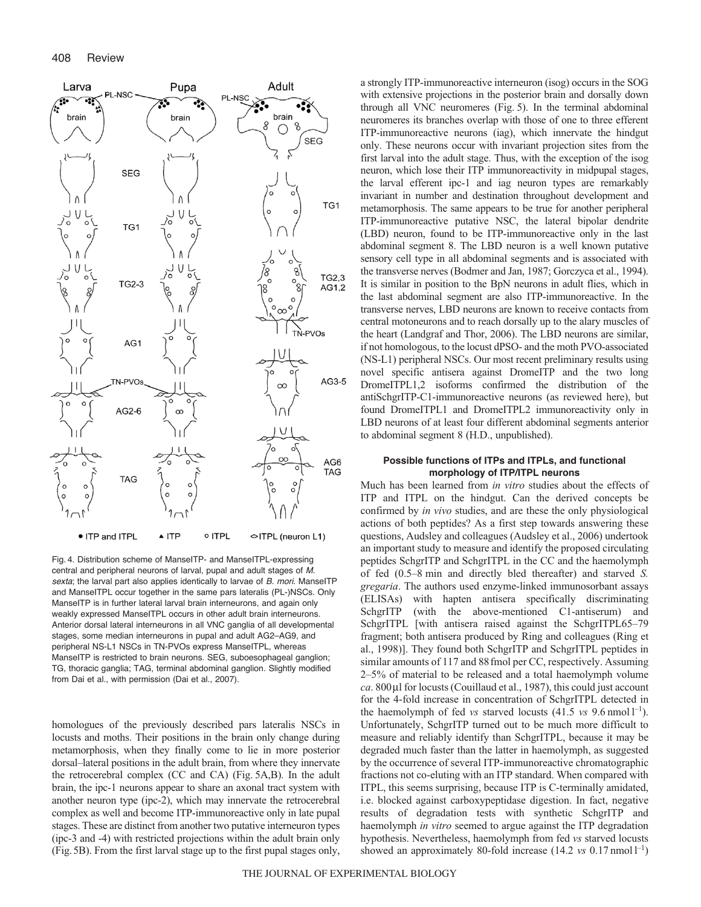Fig. 4. Distribution scheme of ManseITP- and ManseITPL-expressing central and peripheral neurons of larval, pupal and adult stages of *M. sexta*; the larval part also applies identically to larvae of *B. mori*. ManseITP and ManseITPL occur together in the same pars lateralis (PL-)NSCs. Only ManseITP is in further lateral larval brain interneurons, and again only weakly expressed ManseITPL occurs in other adult brain interneurons. Anterior dorsal lateral interneurons in all VNC ganglia of all developmental stages, some median interneurons in pupal and adult AG2–AG9, and peripheral NS-L1 NSCs in TN-PVOs express ManseITPL, whereas ManseITP is restricted to brain neurons. SEG, suboesophageal ganglion; TG, thoracic ganglia; TAG, terminal abdominal ganglion. Slightly modified from Dai et al., with permission (Dai et al., 2007).

homologues of the previously described pars lateralis NSCs in locusts and moths. Their positions in the brain only change during metamorphosis, when they finally come to lie in more posterior dorsal–lateral positions in the adult brain, from where they innervate the retrocerebral complex (CC and CA) (Fig. 5A,B). In the adult brain, the ipc-1 neurons appear to share an axonal tract system with another neuron type (ipc-2), which may innervate the retrocerebral complex as well and become ITP-immunoreactive only in late pupal stages. These are distinct from another two putative interneuron types (ipc-3 and -4) with restricted projections within the adult brain only (Fig. 5B). From the first larval stage up to the first pupal stages only, a strongly ITP-immunoreactive interneuron (isog) occurs in the SOG with extensive projections in the posterior brain and dorsally down through all VNC neuromeres (Fig. 5). In the terminal abdominal neuromeres its branches overlap with those of one to three efferent ITP-immunoreactive neurons (iag), which innervate the hindgut only. These neurons occur with invariant projection sites from the first larval into the adult stage. Thus, with the exception of the isog neuron, which lose their ITP immunoreactivity in midpupal stages, the larval efferent ipc-1 and iag neuron types are remarkably invariant in number and destination throughout development and metamorphosis. The same appears to be true for another peripheral ITP-immunoreactive putative NSC, the lateral bipolar dendrite (LBD) neuron, found to be ITP-immunoreactive only in the last abdominal segment 8. The LBD neuron is a well known putative sensory cell type in all abdominal segments and is associated with the transverse nerves (Bodmer and Jan, 1987; Gorczyca et al., 1994). It is similar in position to the BpN neurons in adult flies, which in the last abdominal segment are also ITP-immunoreactive. In the transverse nerves, LBD neurons are known to receive contacts from central motoneurons and to reach dorsally up to the alary muscles of the heart (Landgraf and Thor, 2006). The LBD neurons are similar, if not homologous, to the locust dPSO- and the moth PVO-associated (NS-L1) peripheral NSCs. Our most recent preliminary results using novel specific antisera against DromeITP and the two long DromeITPL1,2 isoforms confirmed the distribution of the antiSchgrITP-C1-immunoreactive neurons (as reviewed here), but found DromeITPL1 and DromeITPL2 immunoreactivity only in LBD neurons of at least four different abdominal segments anterior to abdominal segment 8 (H.D., unpublished).

### Possible functions of ITPs and ITPLs, and functional morphology of ITP/ITPL neurons

Much has been learned from *in vitro* studies about the effects of ITP and ITPL on the hindgut. Can the derived concepts be confirmed by *in vivo* studies, and are these the only physiological actions of both peptides? As a first step towards answering these questions, Audsley and colleagues (Audsley et al., 2006) undertook an important study to measure and identify the proposed circulating peptides SchgrITP and SchgrITPL in the CC and the haemolymph of fed (0.5–8 min and directly bled thereafter) and starved *S. gregaria*. The authors used enzyme-linked immunosorbant assays (ELISAs) with hapten antisera specifically discriminating SchgrITP (with the above-mentioned C1-antiserum) and SchgrITPL [with antisera raised against the SchgrITPL65–79 fragment; both antisera produced by Ring and colleagues (Ring et al., 1998)]. They found both SchgrITP and SchgrITPL peptides in similar amounts of 117 and 88 fmol per CC, respectively. Assuming 2–5% of material to be released and a total haemolymph volume *ca*. 800 μl for locusts (Couillaud et al., 1987), this could just account for the 4-fold increase in concentration of SchgrITPL detected in the haemolymph of fed *vs* starved locusts (41.5 *vs* 9.6 nmol $l^{-1}$). Unfortunately, SchgrITP turned out to be much more difficult to measure and reliably identify than SchgrITPL, because it may be degraded much faster than the latter in haemolymph, as suggested by the occurrence of several ITP-immunoreactive chromatographic fractions not co-eluting with an ITP standard. When compared with ITPL, this seems surprising, because ITP is C-terminally amidated, i.e. blocked against carboxypeptidase digestion. In fact, negative results of degradation tests with synthetic SchgrITP and haemolymph *in vitro* seemed to argue against the ITP degradation hypothesis. Nevertheless, haemolymph from fed *vs* starved locusts showed an approximately 80-fold increase (14.2 *vs* 0.17 nmol $l^{-1}$)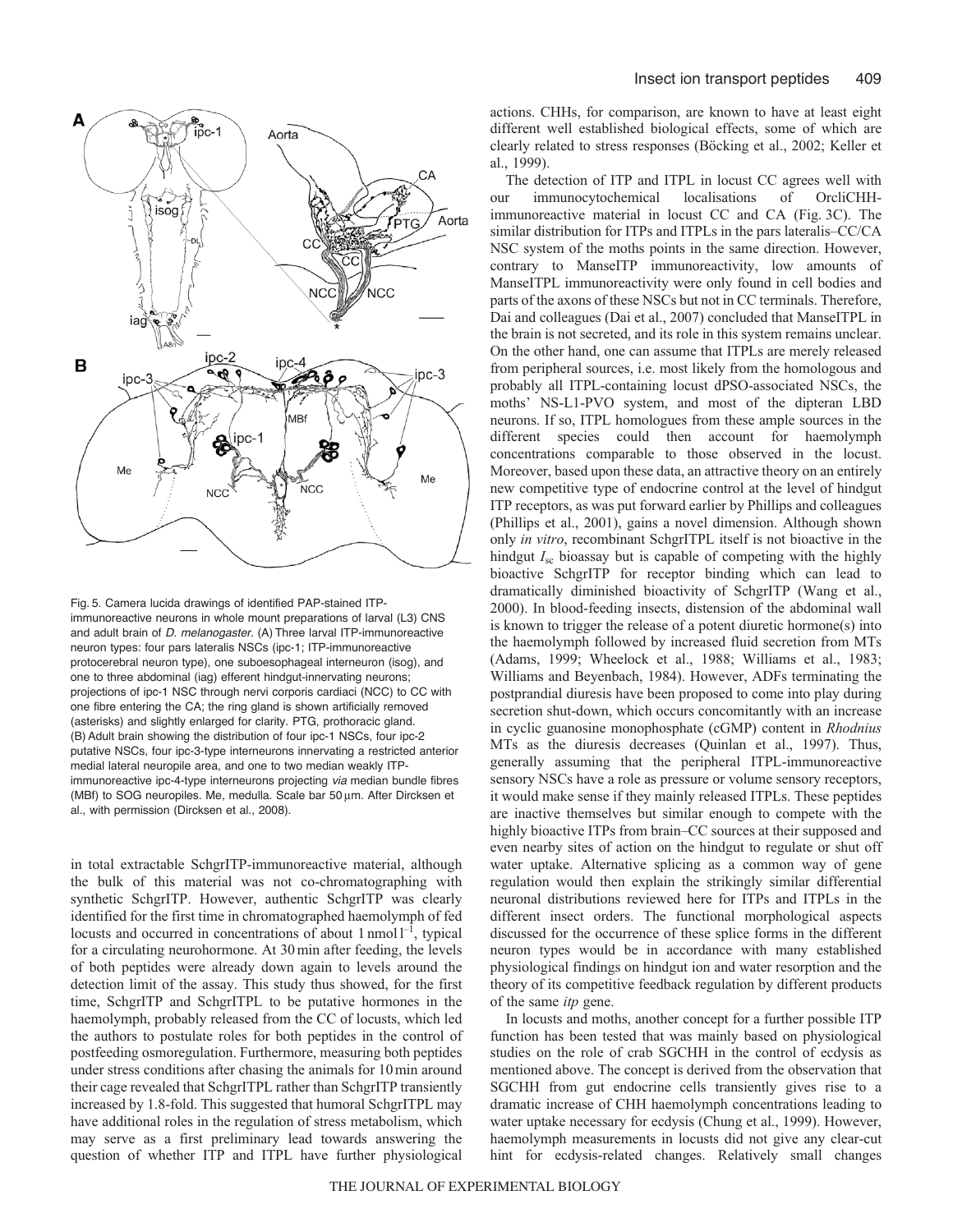Fig. 5. Camera lucida drawings of identified PAP-stained ITP-immunoreactive neurons in whole mount preparations of larval (L3) CNS and adult brain of *D. melanogaster.* (A) Three larval ITP-immunoreactive neuron types: four pars lateralis NSCs (ipc-1; ITP-immunoreactive protocerebral neuron type), one suboesophageal interneuron (isog), and one to three abdominal (iag) efferent hindgut-innervating neurons; projections of ipc-1 NSC through nervi corporis cardiaci (NCC) to CC with one fibre entering the CA; the ring gland is shown artificially removed (asterisks) and slightly enlarged for clarity. PTG, prothoracic gland. (B) Adult brain showing the distribution of four ipc-1 NSCs, four ipc-2 putative NSCs, four ipc-3-type interneurons innervating a restricted anterior medial lateral neuropile area, and one to two median weakly ITP-immunoreactive ipc-4-type interneurons projecting *via* median bundle fibres (MBf) to SOG neuropiles. Me, medulla. Scale bar 50 μm. After Dircksen et al., with permission (Dircksen et al., 2008).

in total extractable SchgrITP-immunoreactive material, although the bulk of this material was not co-chromatographing with synthetic SchgrITP. However, authentic SchgrITP was clearly identified for the first time in chromatographed haemolymph of fed locusts and occurred in concentrations of about 1 nmol $l^{-1}$, typical for a circulating neurohormone. At 30 min after feeding, the levels of both peptides were already down again to levels around the detection limit of the assay. This study thus showed, for the first time, SchgrITP and SchgrITPL to be putative hormones in the haemolymph, probably released from the CC of locusts, which led the authors to postulate roles for both peptides in the control of postfeeding osmoregulation. Furthermore, measuring both peptides under stress conditions after chasing the animals for 10 min around their cage revealed that SchgrITPL rather than SchgrITP transiently increased by 1.8-fold. This suggested that humoral SchgrITPL may have additional roles in the regulation of stress metabolism, which may serve as a first preliminary lead towards answering the question of whether ITP and ITPL have further physiological actions. CHHs, for comparison, are known to have at least eight different well established biological effects, some of which are clearly related to stress responses (Böcking et al., 2002; Keller et al., 1999).

The detection of ITP and ITPL in locust CC agrees well with our immunocytochemical localisations of OrcliCHH-immunoreactive material in locust CC and CA (Fig. 3C). The similar distribution for ITPs and ITPLs in the pars lateralis–CC/CA NSC system of the moths points in the same direction. However, contrary to ManseITP immunoreactivity, low amounts of ManseITPL immunoreactivity were only found in cell bodies and parts of the axons of these NSCs but not in CC terminals. Therefore, Dai and colleagues (Dai et al., 2007) concluded that ManseITPL in the brain is not secreted, and its role in this system remains unclear. On the other hand, one can assume that ITPLs are merely released from peripheral sources, i.e. most likely from the homologous and probably all ITPL-containing locust dPSO-associated NSCs, the moths' NS-L1-PVO system, and most of the dipteran LBD neurons. If so, ITPL homologues from these ample sources in the different species could then account for haemolymph concentrations comparable to those observed in the locust. Moreover, based upon these data, an attractive theory on an entirely new competitive type of endocrine control at the level of hindgut ITP receptors, as was put forward earlier by Phillips and colleagues (Phillips et al., 2001), gains a novel dimension. Although shown only *in vitro*, recombinant SchgrITPL itself is not bioactive in the hindgut $I_{sc}$ bioassay but is capable of competing with the highly bioactive SchgrITP for receptor binding which can lead to dramatically diminished bioactivity of SchgrITP (Wang et al., 2000). In blood-feeding insects, distension of the abdominal wall is known to trigger the release of a potent diuretic hormone(s) into the haemolymph followed by increased fluid secretion from MTs (Adams, 1999; Wheelock et al., 1988; Williams et al., 1983; Williams and Beyenbach, 1984). However, ADFs terminating the postprandial diuresis have been proposed to come into play during secretion shut-down, which occurs concomitantly with an increase in cyclic guanosine monophosphate (cGMP) content in *Rhodnius* MTs as the diuresis decreases (Quinlan et al., 1997). Thus, generally assuming that the peripheral ITPL-immunoreactive sensory NSCs have a role as pressure or volume sensory receptors, it would make sense if they mainly released ITPLs. These peptides are inactive themselves but similar enough to compete with the highly bioactive ITPs from brain–CC sources at their supposed and even nearby sites of action on the hindgut to regulate or shut off water uptake. Alternative splicing as a common way of gene regulation would then explain the strikingly similar differential neuronal distributions reviewed here for ITPs and ITPLs in the different insect orders. The functional morphological aspects discussed for the occurrence of these splice forms in the different neuron types would be in accordance with many established physiological findings on hindgut ion and water resorption and the theory of its competitive feedback regulation by different products of the same *itp* gene.

In locusts and moths, another concept for a further possible ITP function has been tested that was mainly based on physiological studies on the role of crab SGCHH in the control of ecdysis as mentioned above. The concept is derived from the observation that SGCHH from gut endocrine cells transiently gives rise to a dramatic increase of CHH haemolymph concentrations leading to water uptake necessary for ecdysis (Chung et al., 1999). However, haemolymph measurements in locusts did not give any clear-cut hint for ecdysis-related changes. Relatively small changes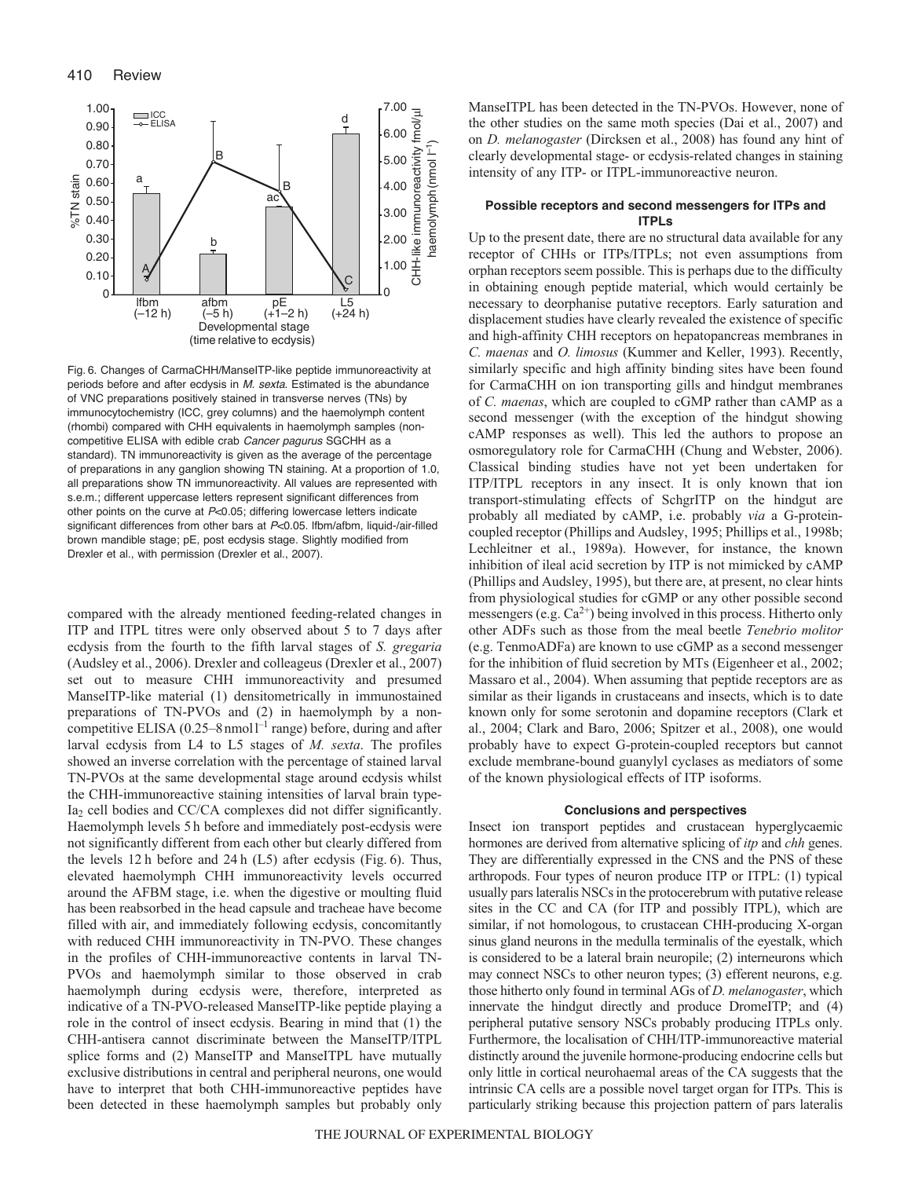Fig. 6. Changes of CarmaCHH/ManseITP-like peptide immunoreactivity at periods before and after ecdysis in *M. sexta*. Estimated is the abundance of VNC preparations positively stained in transverse nerves (TNs) by immunocytochemistry (ICC, grey columns) and the haemolymph content (rhombi) compared with CHH equivalents in haemolymph samples (non-competitive ELISA with edible crab *Cancer pagurus* SGCHH as a standard). TN immunoreactivity is given as the average of the percentage of preparations in any ganglion showing TN staining. At a proportion of 1.0, all preparations show TN immunoreactivity. All values are represented with s.e.m.; different uppercase letters represent significant differences from other points on the curve at $P<0.05$; differing lowercase letters indicate significant differences from other bars at $P<0.05$. lfbm/afbm, liquid-/air-filled brown mandible stage; pE, post ecdysis stage. Slightly modified from Drexler et al., with permission (Drexler et al., 2007).

compared with the already mentioned feeding-related changes in ITP and ITPL titres were only observed about 5 to 7 days after ecdysis from the fourth to the fifth larval stages of *S. gregaria* (Audsley et al., 2006). Drexler and colleageus (Drexler et al., 2007) set out to measure CHH immunoreactivity and presumed ManseITP-like material (1) densitometrically in immunostained preparations of TN-PVOs and (2) in haemolymph by a non-competitive ELISA (0.25–8 $\mathrm{nmol\,l^{-1}}$ range) before, during and after larval ecdysis from L4 to L5 stages of *M. sexta*. The profiles showed an inverse correlation with the percentage of stained larval TN-PVOs at the same developmental stage around ecdysis whilst the CHH-immunoreactive staining intensities of larval brain type-$\mathrm{Ia_2}$ cell bodies and CC/CA complexes did not differ significantly. Haemolymph levels 5 h before and immediately post-ecdysis were not significantly different from each other but clearly differed from the levels 12 h before and 24 h (L5) after ecdysis (Fig. 6). Thus, elevated haemolymph CHH immunoreactivity levels occurred around the AFBM stage, i.e. when the digestive or moulting fluid has been reabsorbed in the head capsule and tracheae have become filled with air, and immediately following ecdysis, concomitantly with reduced CHH immunoreactivity in TN-PVO. These changes in the profiles of CHH-immunoreactive contents in larval TN-PVOs and haemolymph similar to those observed in crab haemolymph during ecdysis were, therefore, interpreted as indicative of a TN-PVO-released ManseITP-like peptide playing a role in the control of insect ecdysis. Bearing in mind that (1) the CHH-antisera cannot discriminate between the ManseITP/ITPL splice forms and (2) ManseITP and ManseITPL have mutually exclusive distributions in central and peripheral neurons, one would have to interpret that both CHH-immunoreactive peptides have been detected in these haemolymph samples but probably only ManseITPL has been detected in the TN-PVOs. However, none of the other studies on the same moth species (Dai et al., 2007) and on *D. melanogaster* (Dircksen et al., 2008) has found any hint of clearly developmental stage- or ecdysis-related changes in staining intensity of any ITP- or ITPL-immunoreactive neuron.

### Possible receptors and second messengers for ITPs and ITPLs

Up to the present date, there are no structural data available for any receptor of CHHs or ITPs/ITPLs; not even assumptions from orphan receptors seem possible. This is perhaps due to the difficulty in obtaining enough peptide material, which would certainly be necessary to deorphanise putative receptors. Early saturation and displacement studies have clearly revealed the existence of specific and high-affinity CHH receptors on hepatopancreas membranes in *C. maenas* and *O. limosus* (Kummer and Keller, 1993). Recently, similarly specific and high affinity binding sites have been found for CarmaCHH on ion transporting gills and hindgut membranes of *C. maenas*, which are coupled to cGMP rather than cAMP as a second messenger (with the exception of the hindgut showing cAMP responses as well). This led the authors to propose an osmoregulatory role for CarmaCHH (Chung and Webster, 2006). Classical binding studies have not yet been undertaken for ITP/ITPL receptors in any insect. It is only known that ion transport-stimulating effects of SchgrITP on the hindgut are probably all mediated by cAMP, i.e. probably *via* a G-protein-coupled receptor (Phillips and Audsley, 1995; Phillips et al., 1998b; Lechleitner et al., 1989a). However, for instance, the known inhibition of ileal acid secretion by ITP is not mimicked by cAMP (Phillips and Audsley, 1995), but there are, at present, no clear hints from physiological studies for cGMP or any other possible second messengers (e.g. $\mathrm{Ca^{2+}}$) being involved in this process. Hitherto only other ADFs such as those from the meal beetle *Tenebrio molitor* (e.g. TenmoADFa) are known to use cGMP as a second messenger for the inhibition of fluid secretion by MTs (Eigenheer et al., 2002; Massaro et al., 2004). When assuming that peptide receptors are as similar as their ligands in crustaceans and insects, which is to date known only for some serotonin and dopamine receptors (Clark et al., 2004; Clark and Baro, 2006; Spitzer et al., 2008), one would probably have to expect G-protein-coupled receptors but cannot exclude membrane-bound guanylyl cyclases as mediators of some of the known physiological effects of ITP isoforms.

### Conclusions and perspectives

Insect ion transport peptides and crustacean hyperglycaemic hormones are derived from alternative splicing of *itp* and *chh* genes. They are differentially expressed in the CNS and the PNS of these arthropods. Four types of neuron produce ITP or ITPL: (1) typical usually pars lateralis NSCs in the protocerebrum with putative release sites in the CC and CA (for ITP and possibly ITPL), which are similar, if not homologous, to crustacean CHH-producing X-organ sinus gland neurons in the medulla terminalis of the eyestalk, which is considered to be a lateral brain neuropile; (2) interneurons which may connect NSCs to other neuron types; (3) efferent neurons, e.g. those hitherto only found in terminal AGs of *D. melanogaster*, which innervate the hindgut directly and produce DromeITP; and (4) peripheral putative sensory NSCs probably producing ITPLs only. Furthermore, the localisation of CHH/ITP-immunoreactive material distinctly around the juvenile hormone-producing endocrine cells but only little in cortical neurohaemal areas of the CA suggests that the intrinsic CA cells are a possible novel target organ for ITPs. This is particularly striking because this projection pattern of pars lateralis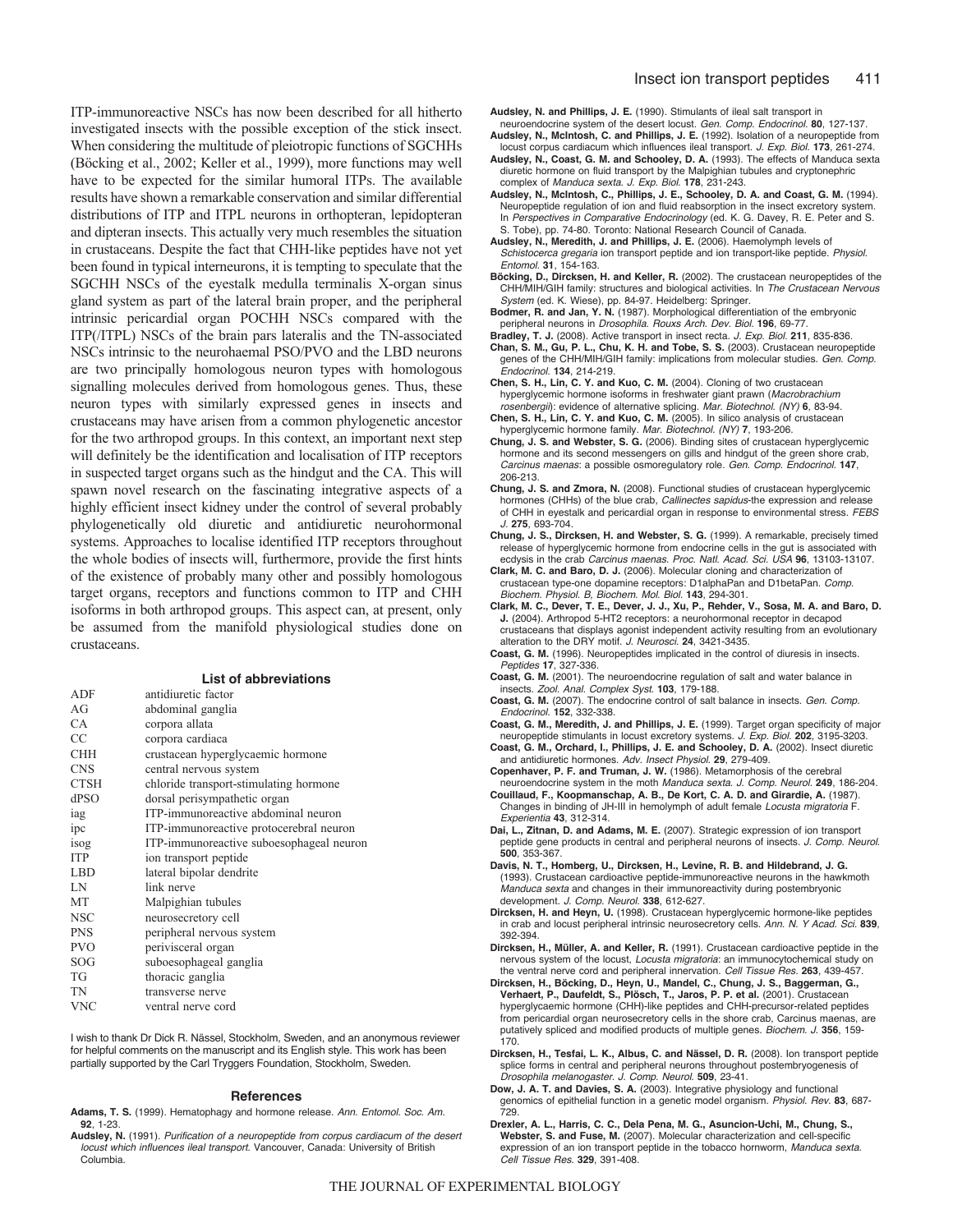ITP-immunoreactive NSCs has now been described for all hitherto investigated insects with the possible exception of the stick insect. When considering the multitude of pleiotropic functions of SGCHHs (Böcking et al., 2002; Keller et al., 1999), more functions may well have to be expected for the similar humoral ITPs. The available results have shown a remarkable conservation and similar differential distributions of ITP and ITPL neurons in orthopteran, lepidopteran and dipteran insects. This actually very much resembles the situation in crustaceans. Despite the fact that CHH-like peptides have not yet been found in typical interneurons, it is tempting to speculate that the SGCHH NSCs of the eyestalk medulla terminalis X-organ sinus gland system as part of the lateral brain proper, and the peripheral intrinsic pericardial organ POCHH NSCs compared with the ITP(/ITPL) NSCs of the brain pars lateralis and the TN-associated NSCs intrinsic to the neurohaemal PSO/PVO and the LBD neurons are two principally homologous neuron types with homologous signalling molecules derived from homologous genes. Thus, these neuron types with similarly expressed genes in insects and crustaceans may have arisen from a common phylogenetic ancestor for the two arthropod groups. In this context, an important next step will definitely be the identification and localisation of ITP receptors in suspected target organs such as the hindgut and the CA. This will spawn novel research on the fascinating integrative aspects of a highly efficient insect kidney under the control of several probably phylogenetically old diuretic and antidiuretic neurohormonal systems. Approaches to localise identified ITP receptors throughout the whole bodies of insects will, furthermore, provide the first hints of the existence of probably many other and possibly homologous target organs, receptors and functions common to ITP and CHH isoforms in both arthropod groups. This aspect can, at present, only be assumed from the manifold physiological studies done on crustaceans.

## List of abbreviations

| | |
|---|---|
| ADF | antidiuretic factor |
| AG | abdominal ganglia |
| CA | corpora allata |
| CC | corpora cardiaca |
| CHH | crustacean hyperglycaemic hormone |
| CNS | central nervous system |
| CTSH | chloride transport-stimulating hormone |
| dPSO | dorsal perisympathetic organ |
| iag | ITP-immunoreactive abdominal neuron |
| ipc | ITP-immunoreactive protocerebral neuron |
| isog | ITP-immunoreactive suboesophageal neuron |
| ITP | ion transport peptide |
| LBD | lateral bipolar dendrite |
| LN | link nerve |
| MT | Malpighian tubules |
| NSC | neurosecretory cell |
| PNS | peripheral nervous system |
| PVO | perivisceral organ |
| SOG | suboesophageal ganglia |
| TG | thoracic ganglia |
| TN | transverse nerve |
| VNC | ventral nerve cord |

I wish to thank Dr Dick R. Nässel, Stockholm, Sweden, and an anonymous reviewer for helpful comments on the manuscript and its English style. This work has been partially supported by the Carl Tryggers Foundation, Stockholm, Sweden.

## References

**Adams, T. S.** (1999). Hematophagy and hormone release. *Ann. Entomol. Soc. Am.* **92**, 1-23.

**Audsley, N.** (1991). *Purification of a neuropeptide from corpus cardiacum of the desert locust which influences ileal transport.* Vancouver, Canada: University of British Columbia.

**Audsley, N. and Phillips, J. E.** (1990). Stimulants of ileal salt transport in neuroendocrine system of the desert locust. *Gen. Comp. Endocrinol.* **80**, 127-137.

**Audsley, N., McIntosh, C. and Phillips, J. E.** (1992). Isolation of a neuropeptide from locust corpus cardiacum which influences ileal transport. *J. Exp. Biol.* **173**, 261-274.

**Audsley, N., Coast, G. M. and Schooley, D. A.** (1993). The effects of Manduca sexta diuretic hormone on fluid transport by the Malpighian tubules and cryptonephric complex of *Manduca sexta*. *J. Exp. Biol.* **178**, 231-243.

**Audsley, N., McIntosh, C., Phillips, J. E., Schooley, D. A. and Coast, G. M.** (1994). Neuropeptide regulation of ion and fluid reabsorption in the insect excretory system. In *Perspectives in Comparative Endocrinology* (ed. K. G. Davey, R. E. Peter and S. S. Tobe), pp. 74-80. Toronto: National Research Council of Canada.

**Audsley, N., Meredith, J. and Phillips, J.** (2006). Haemolymph levels of *Schistocerca gregaria* ion transport peptide and ion transport-like peptide. *Physiol. Entomol.* **31**, 154-163.

**Böcking, D., Dircksen, H. and Keller, R.** (2002). The crustacean neuropeptides of the CHH/MIH/GIH family: structures and biological activities. In *The Crustacean Nervous System* (ed. K. Wiese), pp. 84-97. Heidelberg: Springer.

**Bodmer, R. and Jan, Y. N.** (1987). Morphological differentiation of the embryonic peripheral neurons in *Drosophila*. *Rouxs Arch. Dev. Biol.* **196**, 69-77.

**Bradley, T. J.** (2008). Active transport in insect recta. *J. Exp. Biol.* **211**, 835-836.

**Chan, S. M., Gu, P. L., Chu, K. H. and Tobe, S. S.** (2003). Crustacean neuropeptide genes of the CHH/MIH/GIH family: implications from molecular studies. *Gen. Comp. Endocrinol.* **134**, 214-219.

**Chen, S. H., Lin, C. Y. and Kuo, C. M.** (2004). Cloning of two crustacean hyperglycemic hormone isoforms in freshwater giant prawn (*Macrobrachium rosenbergii*): evidence of alternative splicing. *Mar. Biotechnol. (NY)* **6**, 83-94.

**Chen, S. H., Lin, C. Y. and Kuo, C. M.** (2005). In silico analysis of crustacean hyperglycemic hormone family. *Mar. Biotechnol. (NY)* **7**, 193-206.

**Chung, J. S. and Webster, S. G.** (2006). Binding sites of crustacean hyperglycemic hormone and its second messengers on gills and hindgut of the green shore crab, *Carcinus maenas*: a possible osmoregulatory role. *Gen. Comp. Endocrinol.* **147**, 206-213.

**Chung, J. S. and Zmora, N.** (2008). Functional studies of crustacean hyperglycemic hormones (CHHs) of the blue crab, *Callinectes sapidus*-the expression and release of CHH in eyestalk and pericardial organ in response to environmental stress. *FEBS J.* **275**, 693-704.

**Chung, J. S., Dircksen, H. and Webster, S. G.** (1999). A remarkable, precisely timed release of hyperglycemic hormone from endocrine cells in the gut is associated with ecdysis in the crab *Carcinus maenas*. *Proc. Natl. Acad. Sci. USA* **96**, 13103-13107.

**Clark, M. C. and Baro, D. J.** (2006). Molecular cloning and characterization of crustacean type-one dopamine receptors: D1alphaPan and D1betaPan. *Comp. Biochem. Physiol. B, Biochem. Mol. Biol.* **143**, 294-301.

**Clark, M. C., Dever, T. E., Dever, J. J., Xu, P., Rehder, V., Sosa, M. A. and Baro, D. J.** (2004). Arthropod 5-HT2 receptors: a neurohormonal receptor in decapod crustaceans that displays agonist independent activity resulting from an evolutionary alteration to the DRY motif. *J. Neurosci.* **24**, 3421-3435.

**Coast, G. M.** (1996). Neuropeptides implicated in the control of diuresis in insects. *Peptides* **17**, 327-336.

**Coast, G. M.** (2001). The neuroendocrine regulation of salt and water balance in insects. *Zool. Anal. Complex Syst.* **103**, 179-188.

**Coast, G. M.** (2007). The endocrine control of salt balance in insects. *Gen. Comp. Endocrinol.* **152**, 332-338.

**Coast, G. M., Meredith, J. and Phillips, J. E.** (1999). Target organ specificity of major neuropeptide stimulants in locust excretory systems. *J. Exp. Biol.* **202**, 3195-3203.

**Coast, G. M., Orchard, I., Phillips, J. E. and Schooley, D. A.** (2002). Insect diuretic and antidiuretic hormones. *Adv. Insect Physiol.* **29**, 279-409.

**Copenhaver, P. F. and Truman, J. W.** (1986). Metamorphosis of the cerebral neuroendocrine system in the moth *Manduca sexta*. *J. Comp. Neurol.* **249**, 186-204.

**Couillaud, F., Koopmanschap, A. B., De Kort, C. A. D. and Girardie, A.** (1987). Changes in binding of JH-III in hemolymph of adult female *Locusta migratoria* F. *Experientia* **43**, 312-314.

**Dai, L., Zitnan, D. and Adams, M. E.** (2007). Strategic expression of ion transport peptide gene products in central and peripheral neurons of insects. *J. Comp. Neurol.* **500**, 353-367.

**Davis, N. T., Homberg, U., Dircksen, H., Levine, R. B. and Hildebrand, J. G.** (1993). Crustacean cardioactive peptide-immunoreactive neurons in the hawkmoth *Manduca sexta* and changes in their immunoreactivity during postembryonic development. *J. Comp. Neurol.* **338**, 612-627.

**Dircksen, H. and Heyn, U.** (1998). Crustacean hyperglycemic hormone-like peptides in crab and locust peripheral intrinsic neurosecretory cells. *Ann. N. Y Acad. Sci.* **839**, 392-394.

**Dircksen, H., Müller, A. and Keller, R.** (1991). Crustacean cardioactive peptide in the nervous system of the locust, *Locusta migratoria*: an immunocytochemical study on the ventral nerve cord and peripheral innervation. *Cell Tissue Res.* **263**, 439-457.

**Dircksen, H., Böcking, D., Heyn, U., Mandel, C., Chung, J. S., Baggerman, G., Verhaert, P., Daufeldt, S., Plösch, T., Jaros, P. P. et al.** (2001). Crustacean hyperglycaemic hormone (CHH)-like peptides and CHH-precursor-related peptides from pericardial organ neurosecretory cells in the shore crab, Carcinus maenas, are putatively spliced and modified products of multiple genes. *Biochem. J.* **356**, 159-170.

**Dircksen, H., Tesfai, L. K., Albus, C. and Nässel, D. R.** (2008). Ion transport peptide splice forms in central and peripheral neurons throughout postembryogenesis of *Drosophila melanogaster*. *J. Comp. Neurol.* **509**, 23-41.

**Dow, J. A. T. and Davies, S. A.** (2003). Integrative physiology and functional genomics of epithelial function in a genetic model organism. *Physiol. Rev.* **83**, 687-729.

**Drexler, A. L., Harris, C. C., Dela Pena, M. G., Asuncion-Uchi, M., Chung, S., Webster, S. and Fuse, M.** (2007). Molecular characterization and cell-specific expression of an ion transport peptide in the tobacco hornworm, *Manduca sexta*. *Cell Tissue Res.* **329**, 391-408.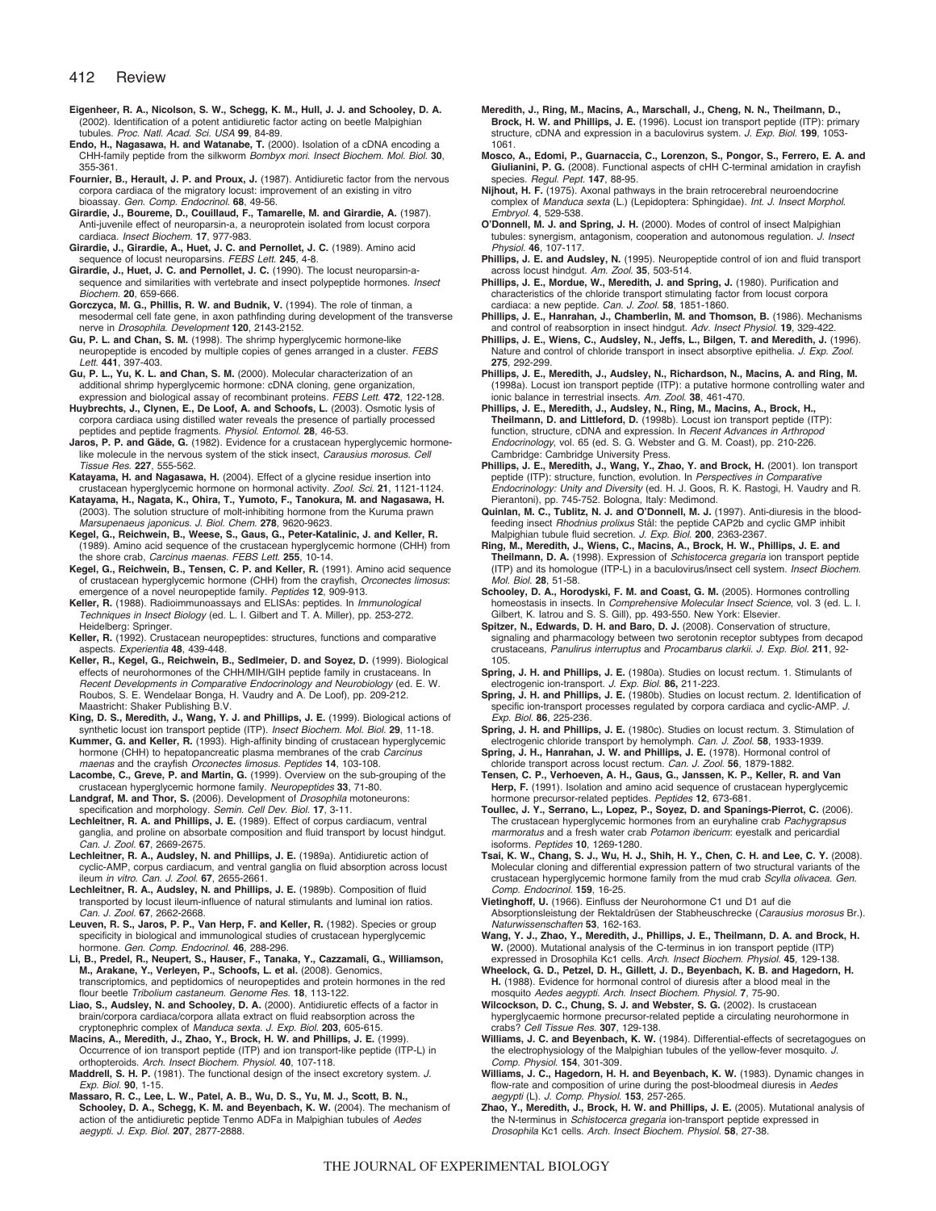**Eigenheer, R. A., Nicolson, S. W., Schegg, K. M., Hull, J. J. and Schooley, D. A.** (2002). Identification of a potent antidiuretic factor acting on beetle Malpighian tubules. *Proc. Natl. Acad. Sci. USA* **99**, 84-89.

**Endo, H., Nagasawa, H. and Watanabe, T.** (2000). Isolation of a cDNA encoding a CHH-family peptide from the silkworm *Bombyx mori. Insect Biochem. Mol. Biol.* **30**, 355-361.

**Fournier, B., Herault, J. P. and Proux, J.** (1987). Antidiuretic factor from the nervous corpora cardiaca of the migratory locust: improvement of an existing in vitro bioassay. *Gen. Comp. Endocrinol.* **68**, 49-56.

**Girardie, J., Boureme, D., Couillaud, F., Tamarelle, M. and Girardie, A.** (1987). Anti-juvenile effect of neuroparsin-a, a neuroprotein isolated from locust corpora cardiaca. *Insect Biochem.* **17**, 977-983.

**Girardie, J., Girardie, A., Huet, J. C. and Pernollet, J. C.** (1989). Amino acid sequence of locust neuroparsins. *FEBS Lett.* **245**, 4-8.

**Girardie, J., Huet, J. C. and Pernollet, J. C.** (1990). The locust neuroparsin-a-sequence and similarities with vertebrate and insect polypeptide hormones. *Insect Biochem.* **20**, 659-666.

**Gorczyca, M. G., Phillis, R. W. and Budnik, V.** (1994). The role of tinman, a mesodermal cell fate gene, in axon pathfinding during development of the transverse nerve in *Drosophila. Development* **120**, 2143-2152.

**Gu, P. L. and Chan, S. M.** (1998). The shrimp hyperglycemic hormone-like neuropeptide is encoded by multiple copies of genes arranged in a cluster. *FEBS Lett.* **441**, 397-403.

**Gu, P. L., Yu, K. L. and Chan, S. M.** (2000). Molecular characterization of an additional shrimp hyperglycemic hormone: cDNA cloning, gene organization, expression and biological assay of recombinant proteins. *FEBS Lett.* **472**, 122-128.

**Huybrechts, J., Clynen, E., De Loof, A. and Schoofs, L.** (2003). Osmotic lysis of corpora cardiaca using distilled water reveals the presence of partially processed peptides and peptide fragments. *Physiol. Entomol.* **28**, 46-53.

**Jaros, P. P. and Gäde, G.** (1982). Evidence for a crustacean hyperglycemic hormone-like molecule in the nervous system of the stick insect, *Carausius morosus. Cell Tissue Res.* **227**, 555-562.

**Katayama, H. and Nagasawa, H.** (2004). Effect of a glycine residue insertion into crustacean hyperglycemic hormone on hormonal activity. *Zool. Sci.* **21**, 1121-1124.

**Katayama, H., Nagata, K., Ohira, T., Yumoto, F., Tanokura, M. and Nagasawa, H.** (2003). The solution structure of molt-inhibiting hormone from the Kuruma prawn *Marsupenaeus japonicus. J. Biol. Chem.* **278**, 9620-9623.

**Kegel, G., Reichwein, B., Weese, S., Gaus, G., Peter-Katalinic, J. and Keller, R.** (1989). Amino acid sequence of the crustacean hyperglycemic hormone (CHH) from the shore crab, *Carcinus maenas. FEBS Lett.* **255**, 10-14.

**Kegel, G., Reichwein, B., Tensen, C. P. and Keller, R.** (1991). Amino acid sequence of crustacean hyperglycemic hormone (CHH) from the crayfish, *Orconectes limosus*: emergence of a novel neuropeptide family. *Peptides* **12**, 909-913.

**Keller, R.** (1988). Radioimmunoassays and ELISAs: peptides. In *Immunological Techniques in Insect Biology* (ed. L. I. Gilbert and T. A. Miller), pp. 253-272. Heidelberg: Springer.

**Keller, R.** (1992). Crustacean neuropeptides: structures, functions and comparative aspects. *Experientia* **48**, 439-448.

**Keller, R., Kegel, G., Reichwein, B., Sedlmeier, D. and Soyez, D.** (1999). Biological effects of neurohormones of the CHH/MIH/GIH peptide family in crustaceans. In *Recent Developments in Comparative Endocrinology and Neurobiology* (ed. E. W. Roubos, S. E. Wendelaar Bonga, H. Vaudry and A. De Loof), pp. 209-212. Maastricht: Shaker Publishing B.V.

**King, D. S., Meredith, J., Wang, Y. J. and Phillips, J. E.** (1999). Biological actions of synthetic locust ion transport peptide (ITP). *Insect Biochem. Mol. Biol.* **29**, 11-18.

**Kummer, G. and Keller, R.** (1993). High-affinity binding of crustacean hyperglycemic hormone (CHH) to hepatopancreatic plasma membranes of the crab *Carcinus maenas* and the crayfish *Orconectes limosus. Peptides* **14**, 103-108.

**Lacombe, C., Greve, P. and Martin, G.** (1999). Overview on the sub-grouping of the crustacean hyperglycemic hormone family. *Neuropeptides* **33**, 71-80.

**Landgraf, M. and Thor, S.** (2006). Development of *Drosophila* motoneurons: specification and morphology. *Semin. Cell Dev. Biol.* **17**, 3-11.

**Lechleitner, R. A. and Phillips, J. E.** (1989). Effect of corpus cardiacum, ventral ganglia, and proline on absorbate composition and fluid transport by locust hindgut. *Can. J. Zool.* **67**, 2669-2675.

**Lechleitner, R. A., Audsley, N. and Phillips, J. E.** (1989a). Antidiuretic action of cyclic-AMP, corpus cardiacum, and ventral ganglia on fluid absorption across locust ileum *in vitro. Can. J. Zool.* **67**, 2655-2661.

**Lechleitner, R. A., Audsley, N. and Phillips, J. E.** (1989b). Composition of fluid transported by locust ileum-influence of natural stimulants and luminal ion ratios. *Can. J. Zool.* **67**, 2662-2668.

**Leuven, R. S., Jaros, P. P., Van Herp, F. and Keller, R.** (1982). Species or group specificity in biological and immunological studies of crustacean hyperglycemic hormone. *Gen. Comp. Endocrinol.* **46**, 288-296.

**Li, B., Predel, R., Neupert, S., Hauser, F., Tanaka, Y., Cazzamali, G., Williamson, M., Arakane, Y., Verleyen, P., Schoofs, L. et al.** (2008). Genomics, transcriptomics, and peptidomics of neuropeptides and protein hormones in the red flour beetle *Tribolium castaneum. Genome Res.* **18**, 113-122.

**Liao, S., Audsley, N. and Schooley, D. A.** (2000). Antidiuretic effects of a factor in brain/corpora cardiaca/corpora allata extract on fluid reabsorption across the cryptonephric complex of *Manduca sexta. J. Exp. Biol.* **203**, 605-615.

**Macins, A., Meredith, J., Zhao, Y., Brock, H. W. and Phillips, J. E.** (1999). Occurrence of ion transport peptide (ITP) and ion transport-like peptide (ITP-L) in orthopteroids. *Arch. Insect Biochem. Physiol.* **40**, 107-118.

**Maddrell, S. H. P.** (1981). The functional design of the insect excretory system. *J. Exp. Biol.* **90**, 1-15.

**Massaro, R. C., Lee, L. W., Patel, A. B., Wu, D. S., Yu, M. J., Scott, B. N., Schooley, D. A., Schegg, K. M. and Beyenbach, K. W.** (2004). The mechanism of action of the antidiuretic peptide Tenmo ADFa in Malpighian tubules of *Aedes aegypti. J. Exp. Biol.* **207**, 2877-2888.

**Meredith, J., Ring, M., Macins, A., Marschall, J., Cheng, N. N., Theilmann, D., Brock, H. W. and Phillips, J. E.** (1996). Locust ion transport peptide (ITP): primary structure, cDNA and expression in a baculovirus system. *J. Exp. Biol.* **199**, 1053-1061.

**Mosco, A., Edomi, P., Guarnaccia, C., Lorenzon, S., Pongor, S., Ferrero, E. A. and Giulianini, P. G.** (2008). Functional aspects of cHH C-terminal amidation in crayfish species. *Regul. Pept.* **147**, 88-95.

**Nijhout, H. F.** (1975). Axonal pathways in the brain retrocerebral neuroendocrine complex of *Manduca sexta* (L.) (Lepidoptera: Sphingidae). *Int. J. Insect Morphol. Embryol.* **4**, 529-538.

**O'Donnell, M. J. and Spring, J. H.** (2000). Modes of control of insect Malpighian tubules: synergism, antagonism, cooperation and autonomous regulation. *J. Insect Physiol.* **46**, 107-117.

**Phillips, J. E. and Audsley, N.** (1995). Neuropeptide control of ion and fluid transport across locust hindgut. *Am. Zool.* **35**, 503-514.

**Phillips, J. E., Mordue, W., Meredith, J. and Spring, J.** (1980). Purification and characteristics of the chloride transport stimulating factor from locust corpora cardiaca: a new peptide. *Can. J. Zool.* **58**, 1851-1860.

**Phillips, J. E., Hanrahan, J., Chamberlin, M. and Thomson, B.** (1986). Mechanisms and control of reabsorption in insect hindgut. *Adv. Insect Physiol.* **19**, 329-422.

**Phillips, J. E., Wiens, C., Audsley, N., Jeffs, L., Bilgen, T. and Meredith, J.** (1996). Nature and control of chloride transport in insect absorptive epithelia. *J. Exp. Zool.* **275**, 292-299.

**Phillips, J. E., Meredith, J., Audsley, N., Richardson, N., Macins, A. and Ring, M.** (1998a). Locust ion transport peptide (ITP): a putative hormone controlling water and ionic balance in terrestrial insects. *Am. Zool.* **38**, 461-470.

**Phillips, J. E., Meredith, J., Audsley, N., Ring, M., Macins, A., Brock, H., Theilmann, D. and Littleford, D.** (1998b). Locust ion transport peptide (ITP): function, structure, cDNA and expression. In *Recent Advances in Arthropod Endocrinology*, vol. 65 (ed. S. G. Webster and G. M. Coast), pp. 210-226. Cambridge: Cambridge University Press.

**Phillips, J. E., Meredith, J., Wang, Y., Zhao, Y. and Brock, H.** (2001). Ion transport peptide (ITP): structure, function, evolution. In *Perspectives in Comparative Endocrinology: Unity and Diversity* (ed. H. J. Goos, R. K. Rastogi, H. Vaudry and R. Pierantoni), pp. 745-752. Bologna, Italy: Medimond.

**Quinlan, M. C., Tublitz, N. J. and O'Donnell, M. J.** (1997). Anti-diuresis in the blood-feeding insect *Rhodnius prolixus* Stål: the peptide CAP2b and cyclic GMP inhibit Malpighian tubule fluid secretion. *J. Exp. Biol.* **200**, 2363-2367.

**Ring, M., Meredith, J., Wiens, C., Macins, A., Brock, H. W., Phillips, J. E. and Theilmann, D. A.** (1998). Expression of *Schistocerca gregaria* ion transport peptide (ITP) and its homologue (ITP-L) in a baculovirus/insect cell system. *Insect Biochem. Mol. Biol.* **28**, 51-58.

**Schooley, D. A., Horodyski, F. M. and Coast, G. M.** (2005). Hormones controlling homeostasis in insects. In *Comprehensive Molecular Insect Science*, vol. 3 (ed. L. I. Gilbert, K. Iatrou and S. S. Gill), pp. 493-550. New York: Elsevier.

**Spitzer, N., Edwards, D. H. and Baro, D. J.** (2008). Conservation of structure, signaling and pharmacology between two serotonin receptor subtypes from decapod crustaceans, *Panulirus interruptus* and *Procambarus clarkii. J. Exp. Biol.* **211**, 92-105.

**Spring, J. H. and Phillips, J. E.** (1980a). Studies on locust rectum. 1. Stimulants of electrogenic ion-transport. *J. Exp. Biol.* **86,** 211-223.

**Spring, J. H. and Phillips, J. E.** (1980b). Studies on locust rectum. 2. Identification of specific ion-transport processes regulated by corpora cardiaca and cyclic-AMP. *J. Exp. Biol.* **86**, 225-236.

**Spring, J. H. and Phillips, J. E.** (1980c). Studies on locust rectum. 3. Stimulation of electrogenic chloride transport by hemolymph. *Can. J. Zool.* **58**, 1933-1939.

**Spring, J. H., Hanrahan, J. W. and Phillips, J. E.** (1978). Hormonal control of chloride transport across locust rectum. *Can. J. Zool.* **56**, 1879-1882.

**Tensen, C. P., Verhoeven, A. H., Gaus, G., Janssen, K. P., Keller, R. and Van Herp, F.** (1991). Isolation and amino acid sequence of crustacean hyperglycemic hormone precursor-related peptides. *Peptides* **12**, 673-681.

**Toullec, J. Y., Serrano, L., Lopez, P., Soyez, D. and Spanings-Pierrot, C.** (2006). The crustacean hyperglycemic hormones from an euryhaline crab *Pachygrapsus marmoratus* and a fresh water crab *Potamon ibericum*: eyestalk and pericardial isoforms. *Peptides* **10**, 1269-1280.

**Tsai, K. W., Chang, S. J., Wu, H. J., Shih, H. Y., Chen, C. H. and Lee, C. Y.** (2008). Molecular cloning and differential expression pattern of two structural variants of the crustacean hyperglycemic hormone family from the mud crab *Scylla olivacea. Gen. Comp. Endocrinol.* **159**, 16-25.

**Vietinghoff, U.** (1966). Einfluss der Neurohormone C1 und D1 auf die Absorptionsleistung der Rektaldrüsen der Stabheuschrecke (*Carausius morosus* Br.). *Naturwissenschaften* **53**, 162-163.

**Wang, Y. J., Zhao, Y., Meredith, J., Phillips, J. E., Theilmann, D. A. and Brock, H. W.** (2000). Mutational analysis of the C-terminus in ion transport peptide (ITP) expressed in *Drosophila* Kc1 cells. *Arch. Insect Biochem. Physiol.* **45**, 129-138.

**Wheelock, G. D., Petzel, D. H., Gillett, J. D., Beyenbach, K. B. and Hagedorn, H. H.** (1988). Evidence for hormonal control of diuresis after a blood meal in the mosquito *Aedes aegypti. Arch. Insect Biochem. Physiol.* **7**, 75-90.

**Wilcockson, D. C., Chung, S. J. and Webster, S. G.** (2002). Is crustacean hyperglycaemic hormone precursor-related peptide a circulating neurohormone in crabs? *Cell Tissue Res.* **307**, 129-138.

**Williams, J. C. and Beyenbach, K. W.** (1984). Differential-effects of secretagogues on the electrophysiology of the Malpighian tubules of the yellow-fever mosquito. *J. Comp. Physiol.* **154**, 301-309.

**Williams, J. C., Hagedorn, H. H. and Beyenbach, K. W.** (1983). Dynamic changes in flow-rate and composition of urine during the post-bloodmeal diuresis in *Aedes aegypti* (L). *J. Comp. Physiol.* **153**, 257-265.

**Zhao, Y., Meredith, J., Brock, H. W. and Phillips, J. E.** (2005). Mutational analysis of the N-terminus in *Schistocerca gregaria* ion-transport peptide expressed in *Drosophila* Kc1 cells. *Arch. Insect Biochem. Physiol.* **58**, 27-38.